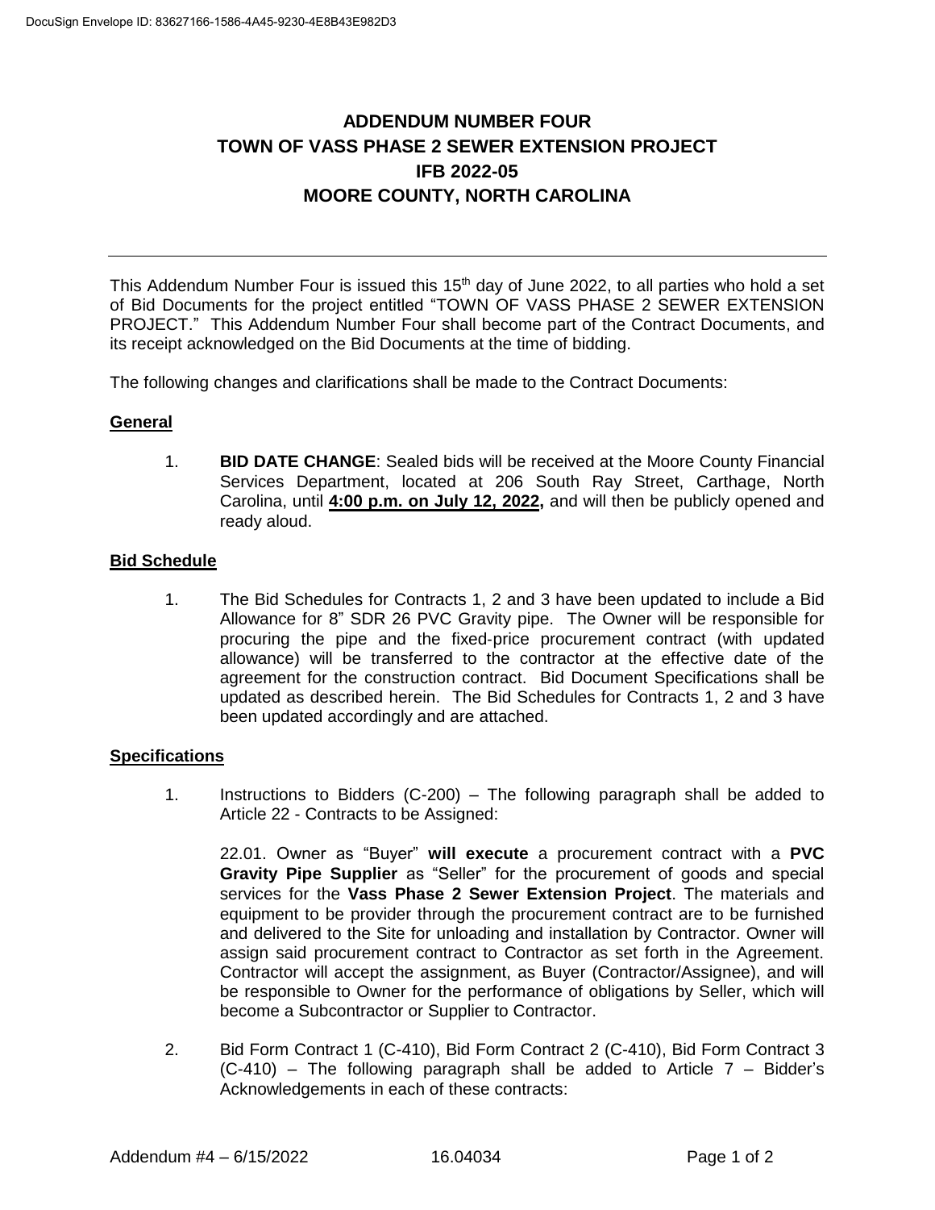DocuSign Envelope ID: 83627166-1586-4A45-9230-4E8B43E982D3

# ADDENDUM NUMBER FOUR
# TOWN OF VASS PHASE 2 SEWER EXTENSION PROJECT
# IFB 2022-05
# MOORE COUNTY, NORTH CAROLINA

---

This Addendum Number Four is issued this 15th day of June 2022, to all parties who hold a set of Bid Documents for the project entitled "TOWN OF VASS PHASE 2 SEWER EXTENSION PROJECT." This Addendum Number Four shall become part of the Contract Documents, and its receipt acknowledged on the Bid Documents at the time of bidding.

The following changes and clarifications shall be made to the Contract Documents:

## General

1. **BID DATE CHANGE**: Sealed bids will be received at the Moore County Financial Services Department, located at 206 South Ray Street, Carthage, North Carolina, until **4:00 p.m. on July 12, 2022,** and will then be publicly opened and ready aloud.

## Bid Schedule

1. The Bid Schedules for Contracts 1, 2 and 3 have been updated to include a Bid Allowance for 8" SDR 26 PVC Gravity pipe. The Owner will be responsible for procuring the pipe and the fixed-price procurement contract (with updated allowance) will be transferred to the contractor at the effective date of the agreement for the construction contract. Bid Document Specifications shall be updated as described herein. The Bid Schedules for Contracts 1, 2 and 3 have been updated accordingly and are attached.

## Specifications

1. Instructions to Bidders (C-200) – The following paragraph shall be added to Article 22 - Contracts to be Assigned:

   22.01. Owner as "Buyer" **will execute** a procurement contract with a **PVC Gravity Pipe Supplier** as "Seller" for the procurement of goods and special services for the **Vass Phase 2 Sewer Extension Project**. The materials and equipment to be provider through the procurement contract are to be furnished and delivered to the Site for unloading and installation by Contractor. Owner will assign said procurement contract to Contractor as set forth in the Agreement. Contractor will accept the assignment, as Buyer (Contractor/Assignee), and will be responsible to Owner for the performance of obligations by Seller, which will become a Subcontractor or Supplier to Contractor.

2. Bid Form Contract 1 (C-410), Bid Form Contract 2 (C-410), Bid Form Contract 3 (C-410) – The following paragraph shall be added to Article 7 – Bidder's Acknowledgements in each of these contracts: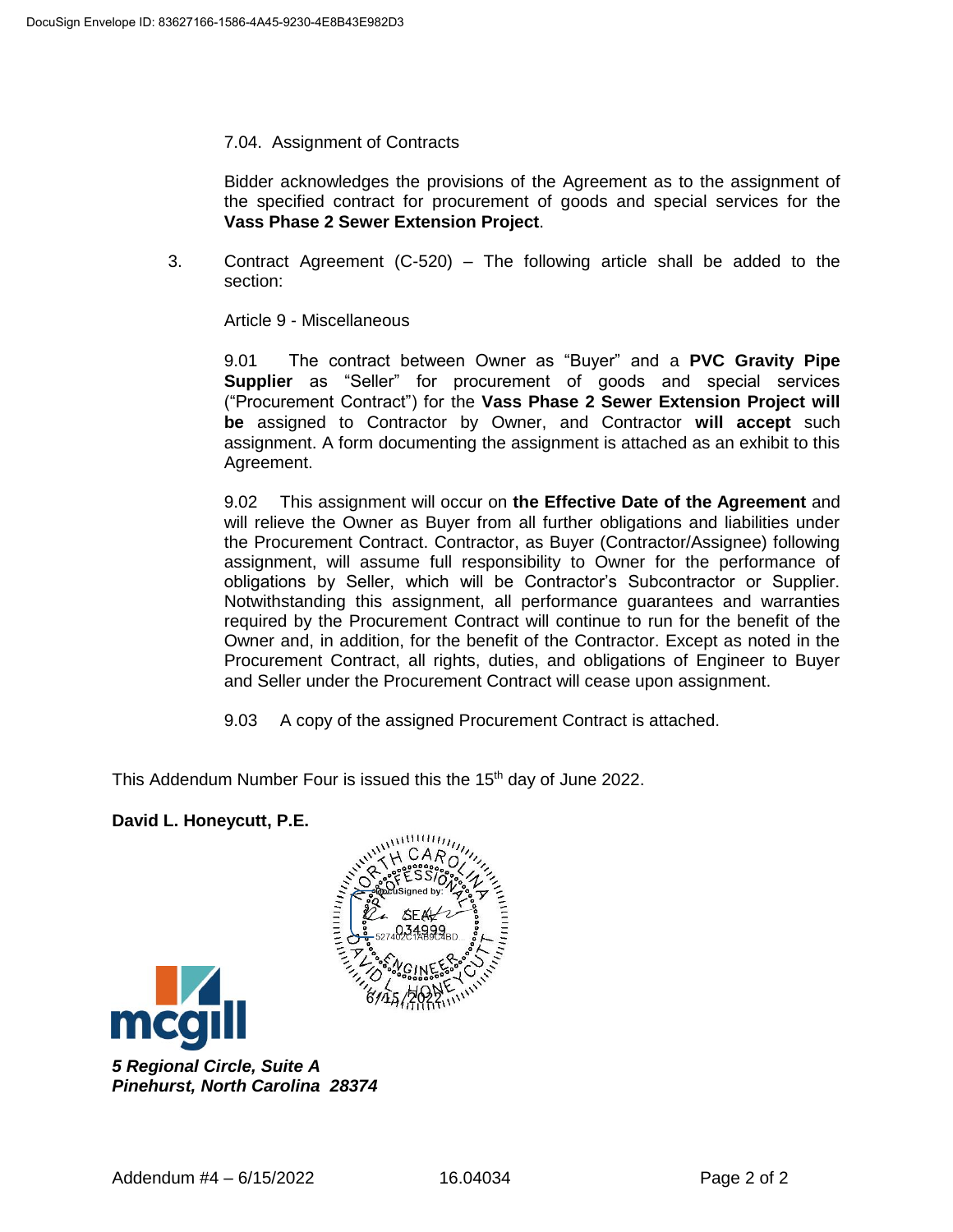7.04. Assignment of Contracts

Bidder acknowledges the provisions of the Agreement as to the assignment of the specified contract for procurement of goods and special services for the **Vass Phase 2 Sewer Extension Project**.

3. Contract Agreement (C-520) – The following article shall be added to the section:

   Article 9 - Miscellaneous

   9.01 The contract between Owner as "Buyer" and a **PVC Gravity Pipe Supplier** as "Seller" for procurement of goods and special services ("Procurement Contract") for the **Vass Phase 2 Sewer Extension Project will be** assigned to Contractor by Owner, and Contractor **will accept** such assignment. A form documenting the assignment is attached as an exhibit to this Agreement.

   9.02 This assignment will occur on **the Effective Date of the Agreement** and will relieve the Owner as Buyer from all further obligations and liabilities under the Procurement Contract. Contractor, as Buyer (Contractor/Assignee) following assignment, will assume full responsibility to Owner for the performance of obligations by Seller, which will be Contractor's Subcontractor or Supplier. Notwithstanding this assignment, all performance guarantees and warranties required by the Procurement Contract will continue to run for the benefit of the Owner and, in addition, for the benefit of the Contractor. Except as noted in the Procurement Contract, all rights, duties, and obligations of Engineer to Buyer and Seller under the Procurement Contract will cease upon assignment.

   9.03 A copy of the assigned Procurement Contract is attached.

This Addendum Number Four is issued this the 15th day of June 2022.

**David L. Honeycutt, P.E.**

NORTH CAROLINA PROFESSIONAL ENGINEER SEAL 034999 DAVID L. HONEYCUTT

DocuSigned by: 527402C1AB9C4BD... 6/15/2022

mcgill

*5 Regional Circle, Suite A*
*Pinehurst, North Carolina 28374*

Addendum #4 – 6/15/2022 16.04034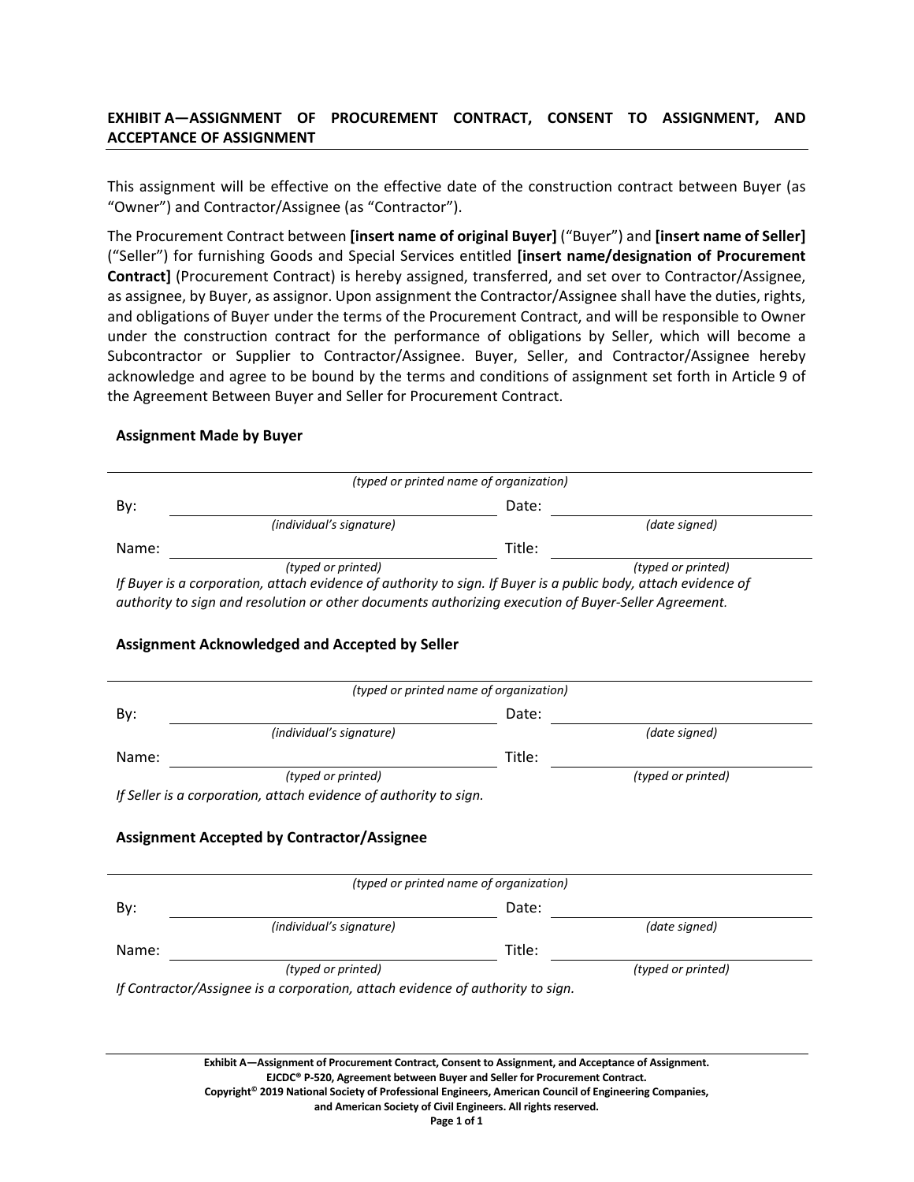## EXHIBIT A—ASSIGNMENT OF PROCUREMENT CONTRACT, CONSENT TO ASSIGNMENT, AND ACCEPTANCE OF ASSIGNMENT

This assignment will be effective on the effective date of the construction contract between Buyer (as "Owner") and Contractor/Assignee (as "Contractor").

The Procurement Contract between **[insert name of original Buyer]** ("Buyer") and **[insert name of Seller]** ("Seller") for furnishing Goods and Special Services entitled **[insert name/designation of Procurement Contract]** (Procurement Contract) is hereby assigned, transferred, and set over to Contractor/Assignee, as assignee, by Buyer, as assignor. Upon assignment the Contractor/Assignee shall have the duties, rights, and obligations of Buyer under the terms of the Procurement Contract, and will be responsible to Owner under the construction contract for the performance of obligations by Seller, which will become a Subcontractor or Supplier to Contractor/Assignee. Buyer, Seller, and Contractor/Assignee hereby acknowledge and agree to be bound by the terms and conditions of assignment set forth in Article 9 of the Agreement Between Buyer and Seller for Procurement Contract.

**Assignment Made by Buyer**

_______________________________________________
*(typed or printed name of organization)*

By: _______________________ Date: _______________________
*(individual's signature)* *(date signed)*

Name: _______________________ Title: _______________________
*(typed or printed)* *(typed or printed)*

*If Buyer is a corporation, attach evidence of authority to sign. If Buyer is a public body, attach evidence of authority to sign and resolution or other documents authorizing execution of Buyer-Seller Agreement.*

**Assignment Acknowledged and Accepted by Seller**

_______________________________________________
*(typed or printed name of organization)*

By: _______________________ Date: _______________________
*(individual's signature)* *(date signed)*

Name: _______________________ Title: _______________________
*(typed or printed)* *(typed or printed)*

*If Seller is a corporation, attach evidence of authority to sign.*

**Assignment Accepted by Contractor/Assignee**

_______________________________________________
*(typed or printed name of organization)*

By: _______________________ Date: _______________________
*(individual's signature)* *(date signed)*

Name: _______________________ Title: _______________________
*(typed or printed)* *(typed or printed)*

*If Contractor/Assignee is a corporation, attach evidence of authority to sign.*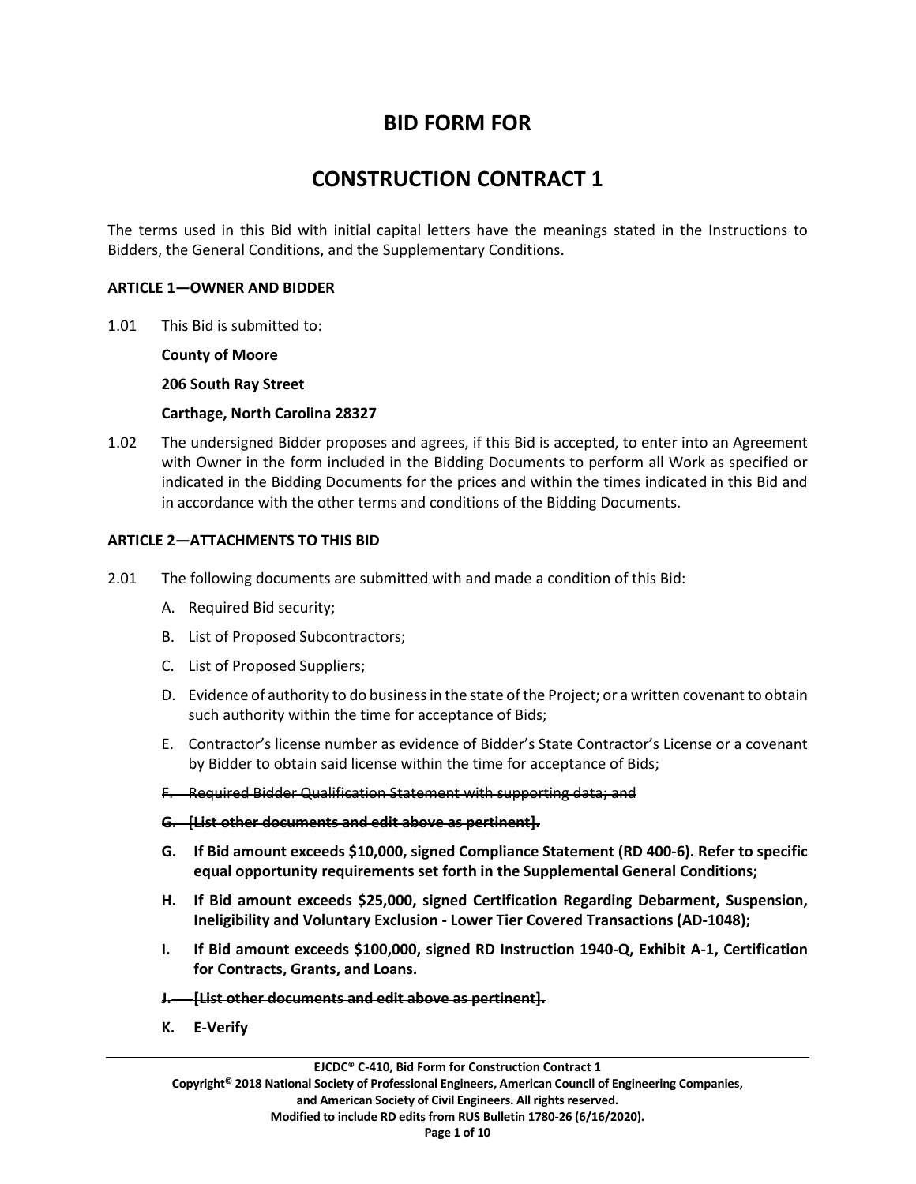# BID FORM FOR

# CONSTRUCTION CONTRACT 1

The terms used in this Bid with initial capital letters have the meanings stated in the Instructions to Bidders, the General Conditions, and the Supplementary Conditions.

**ARTICLE 1—OWNER AND BIDDER**

1.01 This Bid is submitted to:

**County of Moore**

**206 South Ray Street**

**Carthage, North Carolina 28327**

1.02 The undersigned Bidder proposes and agrees, if this Bid is accepted, to enter into an Agreement with Owner in the form included in the Bidding Documents to perform all Work as specified or indicated in the Bidding Documents for the prices and within the times indicated in this Bid and in accordance with the other terms and conditions of the Bidding Documents.

**ARTICLE 2—ATTACHMENTS TO THIS BID**

2.01 The following documents are submitted with and made a condition of this Bid:

A. Required Bid security;

B. List of Proposed Subcontractors;

C. List of Proposed Suppliers;

D. Evidence of authority to do business in the state of the Project; or a written covenant to obtain such authority within the time for acceptance of Bids;

E. Contractor's license number as evidence of Bidder's State Contractor's License or a covenant by Bidder to obtain said license within the time for acceptance of Bids;

~~F. Required Bidder Qualification Statement with supporting data; and~~

~~**G. [List other documents and edit above as pertinent].**~~

**G. If Bid amount exceeds $10,000, signed Compliance Statement (RD 400-6). Refer to specific equal opportunity requirements set forth in the Supplemental General Conditions;**

**H. If Bid amount exceeds $25,000, signed Certification Regarding Debarment, Suspension, Ineligibility and Voluntary Exclusion - Lower Tier Covered Transactions (AD-1048);**

**I. If Bid amount exceeds $100,000, signed RD Instruction 1940-Q, Exhibit A-1, Certification for Contracts, Grants, and Loans.**

~~**J. [List other documents and edit above as pertinent].**~~

**K. E-Verify**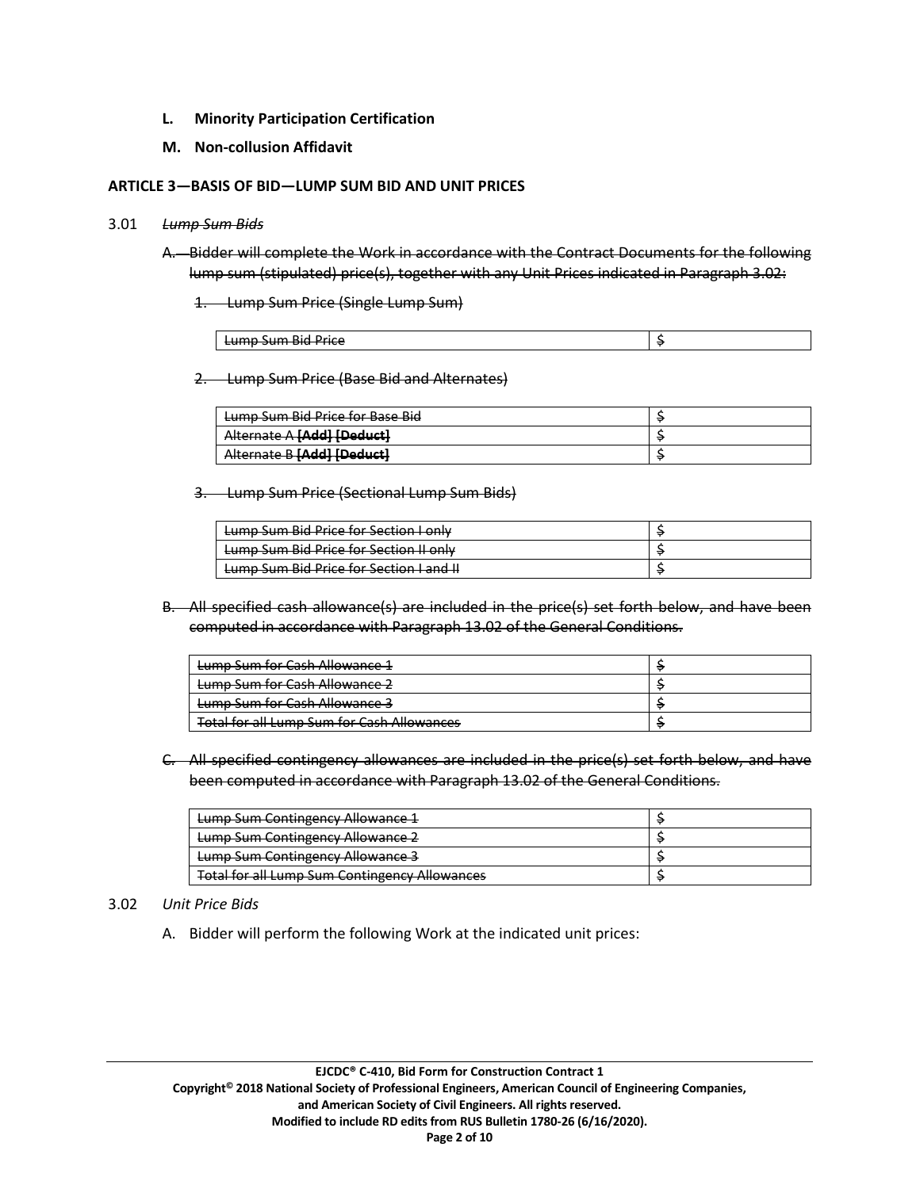**L. Minority Participation Certification**

**M. Non-collusion Affidavit**

**ARTICLE 3—BASIS OF BID—LUMP SUM BID AND UNIT PRICES**

3.01 ~~*Lump Sum Bids*~~

~~A. Bidder will complete the Work in accordance with the Contract Documents for the following lump sum (stipulated) price(s), together with any Unit Prices indicated in Paragraph 3.02:~~

~~1. Lump Sum Price (Single Lump Sum)~~

| ~~Lump Sum Bid Price~~ | ~~$~~ |
|---|---|

~~2. Lump Sum Price (Base Bid and Alternates)~~

| ~~Lump Sum Bid Price for Base Bid~~ | ~~$~~ |
|---|---|
| ~~Alternate A **[Add] [Deduct]**~~ | ~~$~~ |
| ~~Alternate B **[Add] [Deduct]**~~ | ~~$~~ |

~~3. Lump Sum Price (Sectional Lump Sum Bids)~~

| ~~Lump Sum Bid Price for Section I only~~ | ~~$~~ |
|---|---|
| ~~Lump Sum Bid Price for Section II only~~ | ~~$~~ |
| ~~Lump Sum Bid Price for Section I and II~~ | ~~$~~ |

~~B. All specified cash allowance(s) are included in the price(s) set forth below, and have been computed in accordance with Paragraph 13.02 of the General Conditions.~~

| ~~Lump Sum for Cash Allowance 1~~ | ~~$~~ |
|---|---|
| ~~Lump Sum for Cash Allowance 2~~ | ~~$~~ |
| ~~Lump Sum for Cash Allowance 3~~ | ~~$~~ |
| ~~Total for all Lump Sum for Cash Allowances~~ | ~~$~~ |

~~C. All specified contingency allowances are included in the price(s) set forth below, and have been computed in accordance with Paragraph 13.02 of the General Conditions.~~

| ~~Lump Sum Contingency Allowance 1~~ | ~~$~~ |
|---|---|
| ~~Lump Sum Contingency Allowance 2~~ | ~~$~~ |
| ~~Lump Sum Contingency Allowance 3~~ | ~~$~~ |
| ~~Total for all Lump Sum Contingency Allowances~~ | ~~$~~ |

3.02 *Unit Price Bids*

A. Bidder will perform the following Work at the indicated unit prices: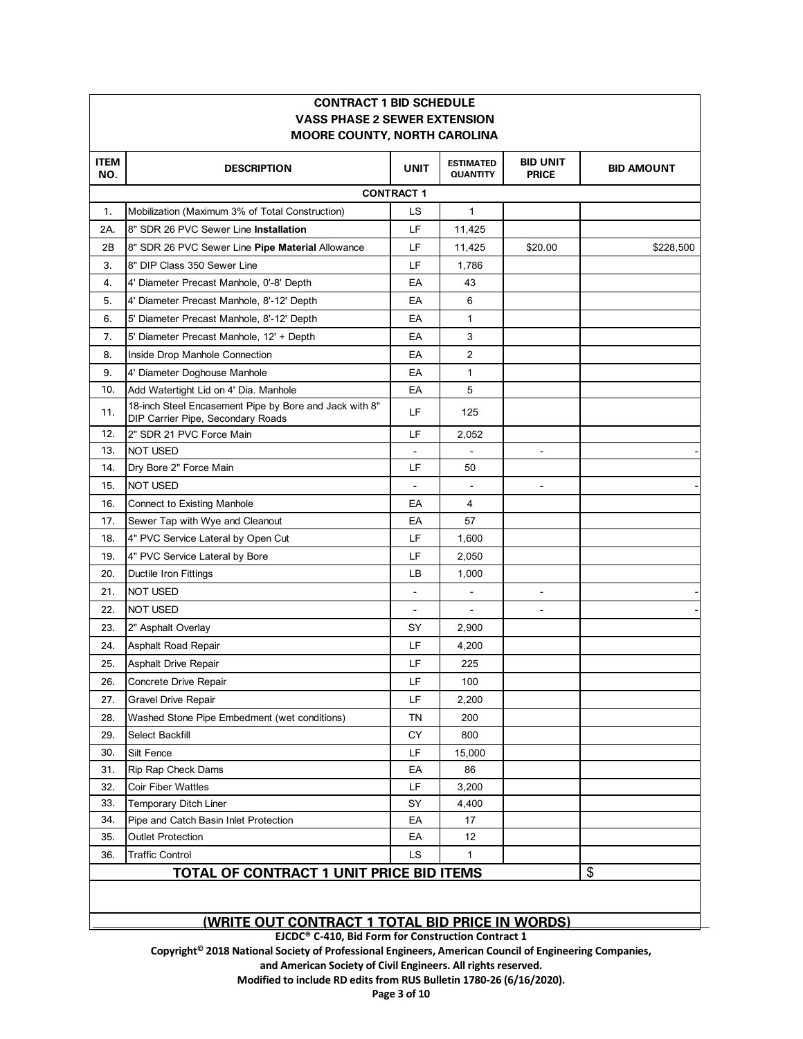## CONTRACT 1 BID SCHEDULE
## VASS PHASE 2 SEWER EXTENSION
## MOORE COUNTY, NORTH CAROLINA

| ITEM NO. | DESCRIPTION | UNIT | ESTIMATED QUANTITY | BID UNIT PRICE | BID AMOUNT |
|---|---|---|---|---|---|
| | **CONTRACT 1** | | | | |
| 1. | Mobilization (Maximum 3% of Total Construction) | LS | 1 | | |
| 2A. | 8" SDR 26 PVC Sewer Line **Installation** | LF | 11,425 | | |
| 2B | 8" SDR 26 PVC Sewer Line **Pipe Material** Allowance | LF | 11,425 | $20.00 | $228,500 |
| 3. | 8" DIP Class 350 Sewer Line | LF | 1,786 | | |
| 4. | 4' Diameter Precast Manhole, 0'-8' Depth | EA | 43 | | |
| 5. | 4' Diameter Precast Manhole, 8'-12' Depth | EA | 6 | | |
| 6. | 5' Diameter Precast Manhole, 8'-12' Depth | EA | 1 | | |
| 7. | 5' Diameter Precast Manhole, 12' + Depth | EA | 3 | | |
| 8. | Inside Drop Manhole Connection | EA | 2 | | |
| 9. | 4' Diameter Doghouse Manhole | EA | 1 | | |
| 10. | Add Watertight Lid on 4' Dia. Manhole | EA | 5 | | |
| 11. | 18-inch Steel Encasement Pipe by Bore and Jack with 8" DIP Carrier Pipe, Secondary Roads | LF | 125 | | |
| 12. | 2" SDR 21 PVC Force Main | LF | 2,052 | | |
| 13. | NOT USED | - | - | - | - |
| 14. | Dry Bore 2" Force Main | LF | 50 | | |
| 15. | NOT USED | - | - | - | - |
| 16. | Connect to Existing Manhole | EA | 4 | | |
| 17. | Sewer Tap with Wye and Cleanout | EA | 57 | | |
| 18. | 4" PVC Service Lateral by Open Cut | LF | 1,600 | | |
| 19. | 4" PVC Service Lateral by Bore | LF | 2,050 | | |
| 20. | Ductile Iron Fittings | LB | 1,000 | | |
| 21. | NOT USED | - | - | - | - |
| 22. | NOT USED | - | - | - | - |
| 23. | 2" Asphalt Overlay | SY | 2,900 | | |
| 24. | Asphalt Road Repair | LF | 4,200 | | |
| 25. | Asphalt Drive Repair | LF | 225 | | |
| 26. | Concrete Drive Repair | LF | 100 | | |
| 27. | Gravel Drive Repair | LF | 2,200 | | |
| 28. | Washed Stone Pipe Embedment (wet conditions) | TN | 200 | | |
| 29. | Select Backfill | CY | 800 | | |
| 30. | Silt Fence | LF | 15,000 | | |
| 31. | Rip Rap Check Dams | EA | 86 | | |
| 32. | Coir Fiber Wattles | LF | 3,200 | | |
| 33. | Temporary Ditch Liner | SY | 4,400 | | |
| 34. | Pipe and Catch Basin Inlet Protection | EA | 17 | | |
| 35. | Outlet Protection | EA | 12 | | |
| 36. | Traffic Control | LS | 1 | | |
| | **TOTAL OF CONTRACT 1 UNIT PRICE BID ITEMS** | | | | $ |

**(WRITE OUT CONTRACT 1 TOTAL BID PRICE IN WORDS)**

EJCDC® C-410, Bid Form for Construction Contract 1
Copyright© 2018 National Society of Professional Engineers, American Council of Engineering Companies, and American Society of Civil Engineers. All rights reserved.
Modified to include RD edits from RUS Bulletin 1780-26 (6/16/2020).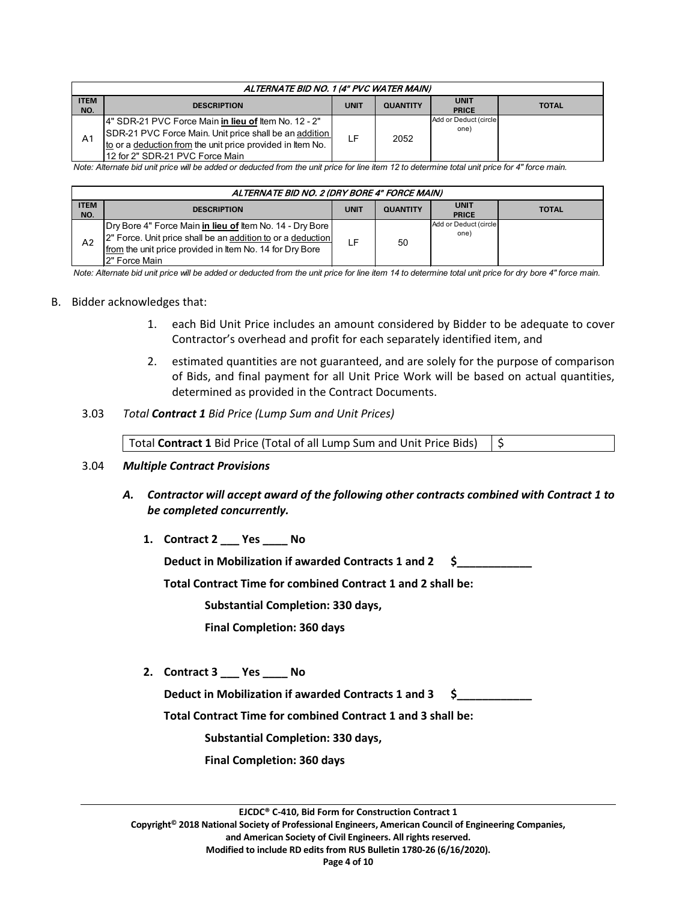| ALTERNATE BID NO. 1 (4" PVC WATER MAIN) | | | | | |
|---|---|---|---|---|---|
| **ITEM NO.** | **DESCRIPTION** | **UNIT** | **QUANTITY** | **UNIT PRICE** | **TOTAL** |
| A1 | 4" SDR-21 PVC Force Main **in lieu of** Item No. 12 - 2" SDR-21 PVC Force Main. Unit price shall be an addition to or a deduction from the unit price provided in Item No. 12 for 2" SDR-21 PVC Force Main | LF | 2052 | Add or Deduct (circle one) | |

*Note: Alternate bid unit price will be added or deducted from the unit price for line item 12 to determine total unit price for 4" force main.*

| ALTERNATE BID NO. 2 (DRY BORE 4" FORCE MAIN) | | | | | |
|---|---|---|---|---|---|
| **ITEM NO.** | **DESCRIPTION** | **UNIT** | **QUANTITY** | **UNIT PRICE** | **TOTAL** |
| A2 | Dry Bore 4" Force Main **in lieu of** Item No. 14 - Dry Bore 2" Force. Unit price shall be an addition to or a deduction from the unit price provided in Item No. 14 for Dry Bore 2" Force Main | LF | 50 | Add or Deduct (circle one) | |

*Note: Alternate bid unit price will be added or deducted from the unit price for line item 14 to determine total unit price for dry bore 4" force main.*

B. Bidder acknowledges that:

1. each Bid Unit Price includes an amount considered by Bidder to be adequate to cover Contractor's overhead and profit for each separately identified item, and
2. estimated quantities are not guaranteed, and are solely for the purpose of comparison of Bids, and final payment for all Unit Price Work will be based on actual quantities, determined as provided in the Contract Documents.

3.03 *Total **Contract 1** Bid Price (Lump Sum and Unit Prices)*

| Total **Contract 1** Bid Price (Total of all Lump Sum and Unit Price Bids) | $ |
|---|---|

3.04 ***Multiple Contract Provisions***

***A. Contractor will accept award of the following other contracts combined with Contract 1 to be completed concurrently.***

**1. Contract 2 ___ Yes ____ No**

**Deduct in Mobilization if awarded Contracts 1 and 2 $____________**

**Total Contract Time for combined Contract 1 and 2 shall be:**

**Substantial Completion: 330 days,**

**Final Completion: 360 days**

**2. Contract 3 ___ Yes ____ No**

**Deduct in Mobilization if awarded Contracts 1 and 3 $____________**

**Total Contract Time for combined Contract 1 and 3 shall be:**

**Substantial Completion: 330 days,**

**Final Completion: 360 days**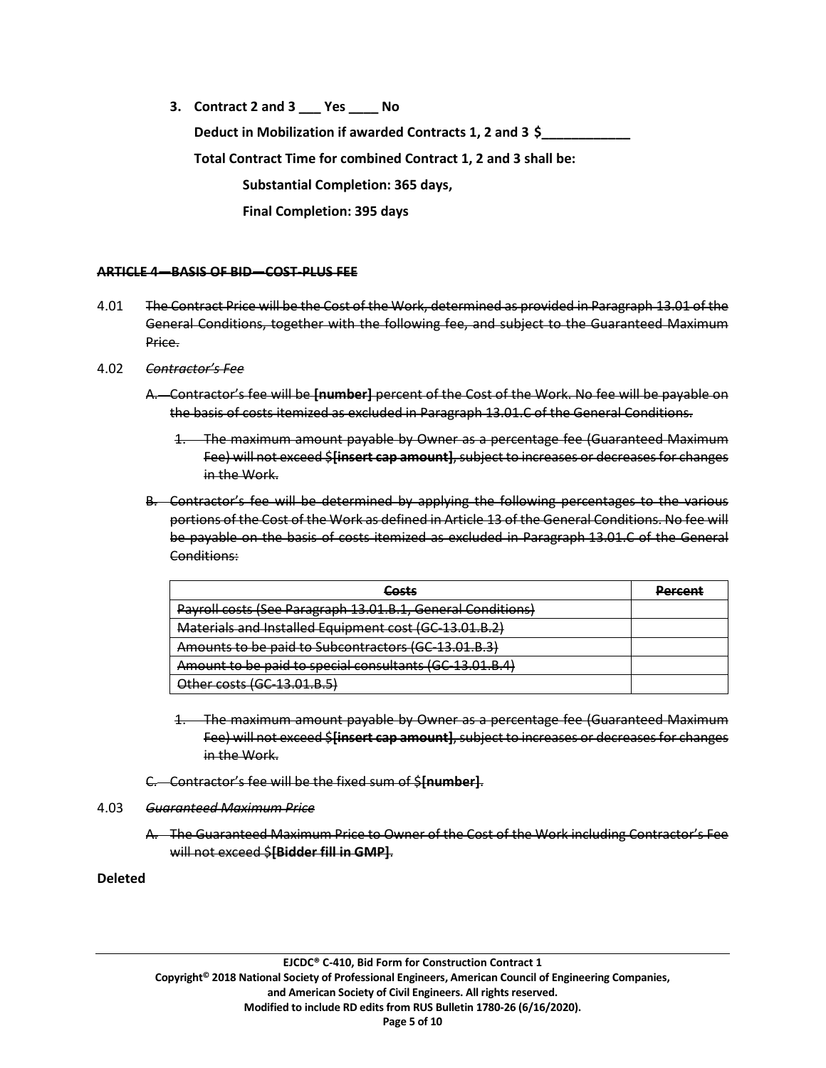**3. Contract 2 and 3 ___ Yes ____ No**

**Deduct in Mobilization if awarded Contracts 1, 2 and 3 $____________**

**Total Contract Time for combined Contract 1, 2 and 3 shall be:**

**Substantial Completion: 365 days,**

**Final Completion: 395 days**

~~**ARTICLE 4—BASIS OF BID—COST-PLUS FEE**~~

4.01 ~~The Contract Price will be the Cost of the Work, determined as provided in Paragraph 13.01 of the General Conditions, together with the following fee, and subject to the Guaranteed Maximum Price.~~

4.02 ~~*Contractor's Fee*~~

~~A. Contractor's fee will be **[number]** percent of the Cost of the Work. No fee will be payable on the basis of costs itemized as excluded in Paragraph 13.01.C of the General Conditions.~~

~~1. The maximum amount payable by Owner as a percentage fee (Guaranteed Maximum Fee) will not exceed $**[insert cap amount]**, subject to increases or decreases for changes in the Work.~~

~~B. Contractor's fee will be determined by applying the following percentages to the various portions of the Cost of the Work as defined in Article 13 of the General Conditions. No fee will be payable on the basis of costs itemized as excluded in Paragraph 13.01.C of the General Conditions:~~

| ~~**Costs**~~ | ~~**Percent**~~ |
|---|---|
| ~~Payroll costs (See Paragraph 13.01.B.1, General Conditions)~~ | |
| ~~Materials and Installed Equipment cost (GC-13.01.B.2)~~ | |
| ~~Amounts to be paid to Subcontractors (GC-13.01.B.3)~~ | |
| ~~Amount to be paid to special consultants (GC-13.01.B.4)~~ | |
| ~~Other costs (GC-13.01.B.5)~~ | |

~~1. The maximum amount payable by Owner as a percentage fee (Guaranteed Maximum Fee) will not exceed $**[insert cap amount]**, subject to increases or decreases for changes in the Work.~~

~~C. Contractor's fee will be the fixed sum of $**[number]**.~~

4.03 ~~*Guaranteed Maximum Price*~~

~~A. The Guaranteed Maximum Price to Owner of the Cost of the Work including Contractor's Fee will not exceed $**[Bidder fill in GMP]**.~~

**Deleted**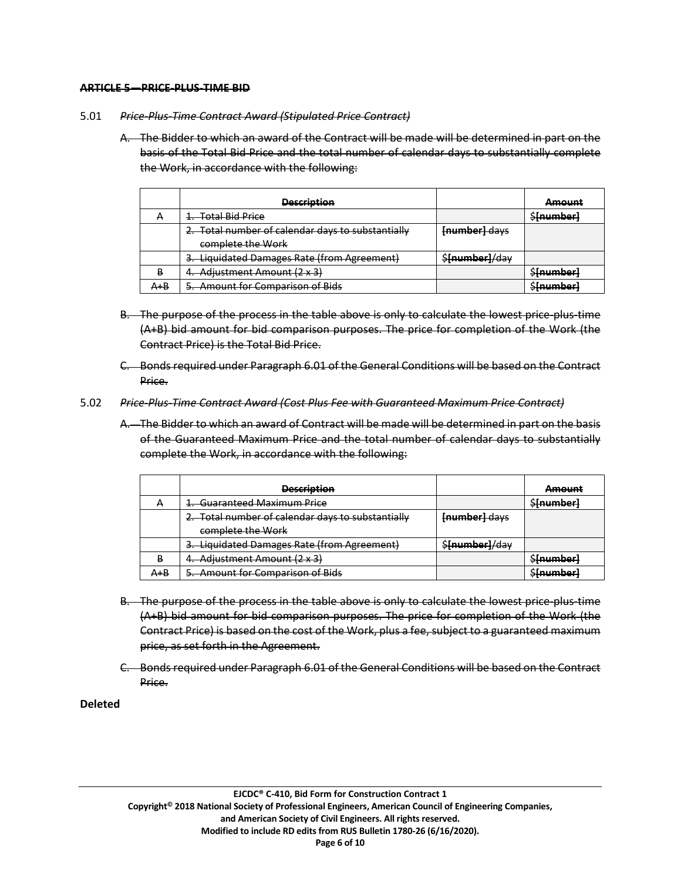~~**ARTICLE 5—PRICE-PLUS-TIME BID**~~

5.01 ~~*Price-Plus-Time Contract Award (Stipulated Price Contract)*~~

~~A. The Bidder to which an award of the Contract will be made will be determined in part on the basis of the Total Bid Price and the total number of calendar days to substantially complete the Work, in accordance with the following:~~

| | ~~**Description**~~ | | ~~**Amount**~~ |
|---|---|---|---|
| ~~A~~ | ~~1. Total Bid Price~~ | | ~~$**[number]**~~ |
| | ~~2. Total number of calendar days to substantially complete the Work~~ | ~~**[number]** days~~ | |
| | ~~3. Liquidated Damages Rate (from Agreement)~~ | ~~$**[number]**/day~~ | |
| ~~B~~ | ~~4. Adjustment Amount (2 x 3)~~ | | ~~$**[number]**~~ |
| ~~A+B~~ | ~~5. Amount for Comparison of Bids~~ | | ~~$**[number]**~~ |

~~B. The purpose of the process in the table above is only to calculate the lowest price-plus-time (A+B) bid amount for bid comparison purposes. The price for completion of the Work (the Contract Price) is the Total Bid Price.~~

~~C. Bonds required under Paragraph 6.01 of the General Conditions will be based on the Contract Price.~~

5.02 ~~*Price-Plus-Time Contract Award (Cost Plus Fee with Guaranteed Maximum Price Contract)*~~

~~A. The Bidder to which an award of Contract will be made will be determined in part on the basis of the Guaranteed Maximum Price and the total number of calendar days to substantially complete the Work, in accordance with the following:~~

| | ~~**Description**~~ | | ~~**Amount**~~ |
|---|---|---|---|
| ~~A~~ | ~~1. Guaranteed Maximum Price~~ | | ~~$**[number]**~~ |
| | ~~2. Total number of calendar days to substantially complete the Work~~ | ~~**[number]** days~~ | |
| | ~~3. Liquidated Damages Rate (from Agreement)~~ | ~~$**[number]**/day~~ | |
| ~~B~~ | ~~4. Adjustment Amount (2 x 3)~~ | | ~~$**[number]**~~ |
| ~~A+B~~ | ~~5. Amount for Comparison of Bids~~ | | ~~$**[number]**~~ |

~~B. The purpose of the process in the table above is only to calculate the lowest price-plus-time (A+B) bid amount for bid comparison purposes. The price for completion of the Work (the Contract Price) is based on the cost of the Work, plus a fee, subject to a guaranteed maximum price, as set forth in the Agreement.~~

~~C. Bonds required under Paragraph 6.01 of the General Conditions will be based on the Contract Price.~~

**Deleted**

**EJCDC® C-410, Bid Form for Construction Contract 1**
**Copyright© 2018 National Society of Professional Engineers, American Council of Engineering Companies, and American Society of Civil Engineers. All rights reserved.**
**Modified to include RD edits from RUS Bulletin 1780-26 (6/16/2020).**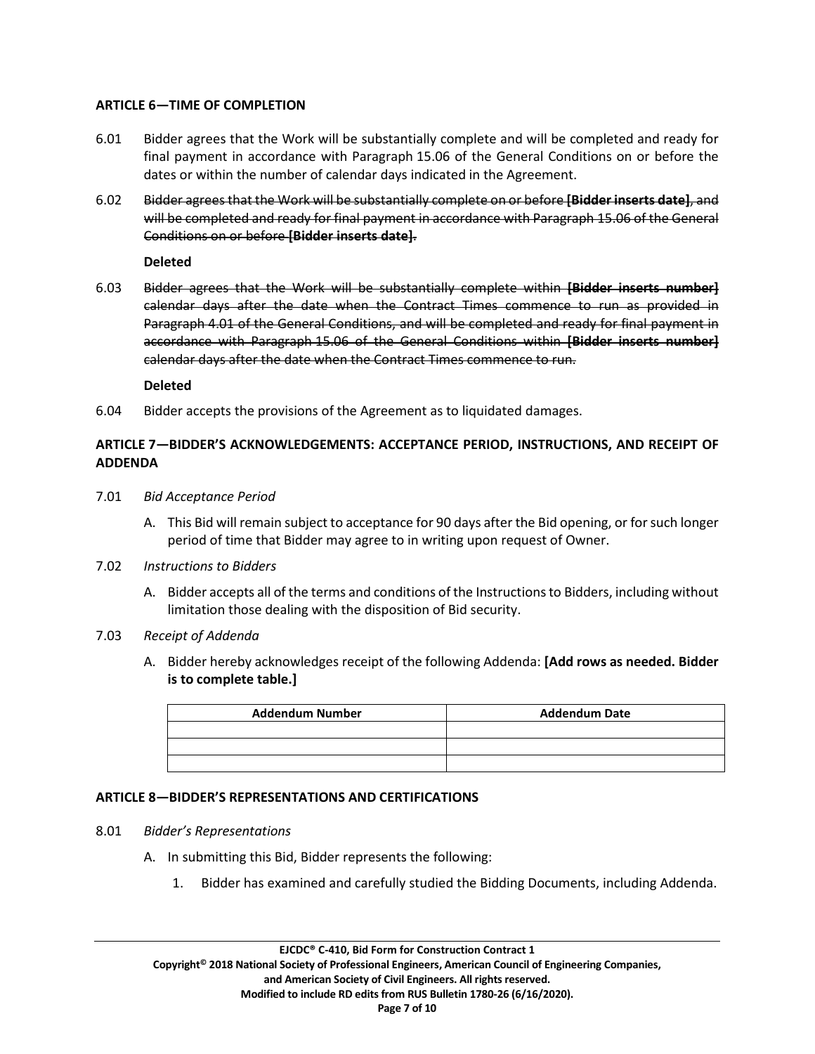**ARTICLE 6—TIME OF COMPLETION**

6.01 Bidder agrees that the Work will be substantially complete and will be completed and ready for final payment in accordance with Paragraph 15.06 of the General Conditions on or before the dates or within the number of calendar days indicated in the Agreement.

6.02 ~~Bidder agrees that the Work will be substantially complete on or before **[Bidder inserts date]**, and will be completed and ready for final payment in accordance with Paragraph 15.06 of the General Conditions on or before **[Bidder inserts date].**~~

**Deleted**

6.03 ~~Bidder agrees that the Work will be substantially complete within **[Bidder inserts number]** calendar days after the date when the Contract Times commence to run as provided in Paragraph 4.01 of the General Conditions, and will be completed and ready for final payment in accordance with Paragraph 15.06 of the General Conditions within **[Bidder inserts number]** calendar days after the date when the Contract Times commence to run.~~

**Deleted**

6.04 Bidder accepts the provisions of the Agreement as to liquidated damages.

**ARTICLE 7—BIDDER'S ACKNOWLEDGEMENTS: ACCEPTANCE PERIOD, INSTRUCTIONS, AND RECEIPT OF ADDENDA**

7.01 *Bid Acceptance Period*

A. This Bid will remain subject to acceptance for 90 days after the Bid opening, or for such longer period of time that Bidder may agree to in writing upon request of Owner.

7.02 *Instructions to Bidders*

A. Bidder accepts all of the terms and conditions of the Instructions to Bidders, including without limitation those dealing with the disposition of Bid security.

7.03 *Receipt of Addenda*

A. Bidder hereby acknowledges receipt of the following Addenda: **[Add rows as needed. Bidder is to complete table.]**

| Addendum Number | Addendum Date |
|---|---|
| | |
| | |
| | |

**ARTICLE 8—BIDDER'S REPRESENTATIONS AND CERTIFICATIONS**

8.01 *Bidder's Representations*

A. In submitting this Bid, Bidder represents the following:

1. Bidder has examined and carefully studied the Bidding Documents, including Addenda.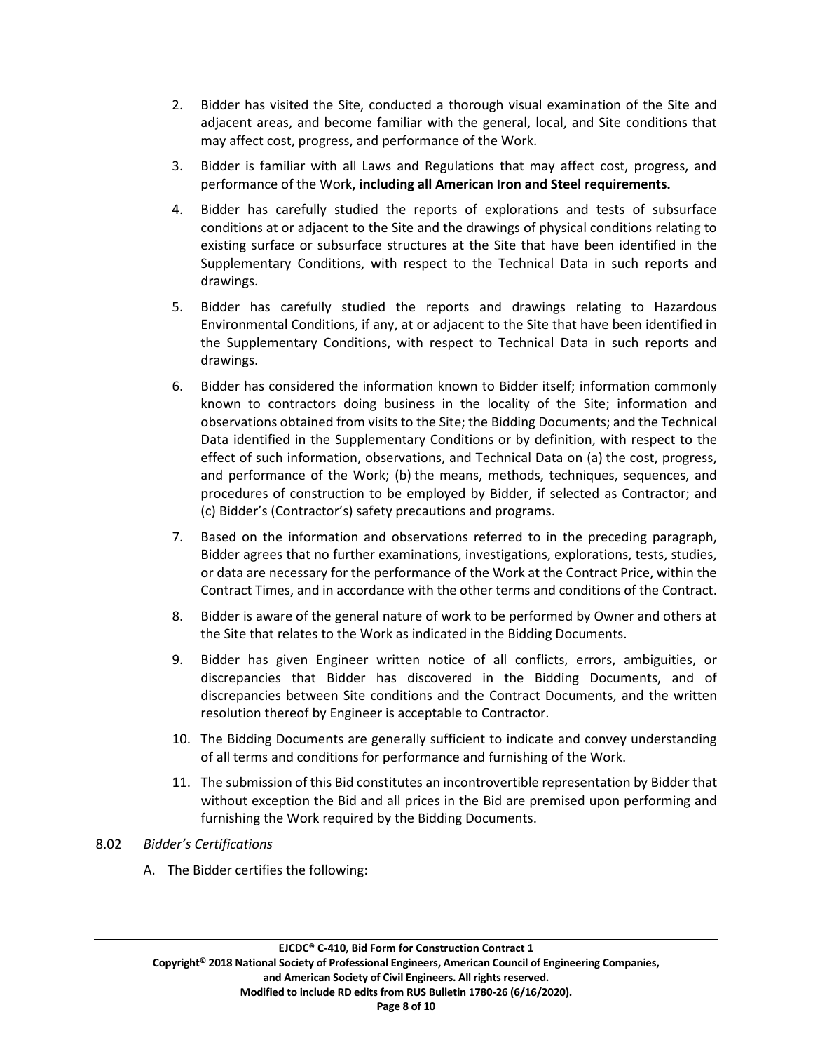2. Bidder has visited the Site, conducted a thorough visual examination of the Site and adjacent areas, and become familiar with the general, local, and Site conditions that may affect cost, progress, and performance of the Work.

3. Bidder is familiar with all Laws and Regulations that may affect cost, progress, and performance of the Work**, including all American Iron and Steel requirements.**

4. Bidder has carefully studied the reports of explorations and tests of subsurface conditions at or adjacent to the Site and the drawings of physical conditions relating to existing surface or subsurface structures at the Site that have been identified in the Supplementary Conditions, with respect to the Technical Data in such reports and drawings.

5. Bidder has carefully studied the reports and drawings relating to Hazardous Environmental Conditions, if any, at or adjacent to the Site that have been identified in the Supplementary Conditions, with respect to Technical Data in such reports and drawings.

6. Bidder has considered the information known to Bidder itself; information commonly known to contractors doing business in the locality of the Site; information and observations obtained from visits to the Site; the Bidding Documents; and the Technical Data identified in the Supplementary Conditions or by definition, with respect to the effect of such information, observations, and Technical Data on (a) the cost, progress, and performance of the Work; (b) the means, methods, techniques, sequences, and procedures of construction to be employed by Bidder, if selected as Contractor; and (c) Bidder's (Contractor's) safety precautions and programs.

7. Based on the information and observations referred to in the preceding paragraph, Bidder agrees that no further examinations, investigations, explorations, tests, studies, or data are necessary for the performance of the Work at the Contract Price, within the Contract Times, and in accordance with the other terms and conditions of the Contract.

8. Bidder is aware of the general nature of work to be performed by Owner and others at the Site that relates to the Work as indicated in the Bidding Documents.

9. Bidder has given Engineer written notice of all conflicts, errors, ambiguities, or discrepancies that Bidder has discovered in the Bidding Documents, and of discrepancies between Site conditions and the Contract Documents, and the written resolution thereof by Engineer is acceptable to Contractor.

10. The Bidding Documents are generally sufficient to indicate and convey understanding of all terms and conditions for performance and furnishing of the Work.

11. The submission of this Bid constitutes an incontrovertible representation by Bidder that without exception the Bid and all prices in the Bid are premised upon performing and furnishing the Work required by the Bidding Documents.

8.02 *Bidder's Certifications*

A. The Bidder certifies the following: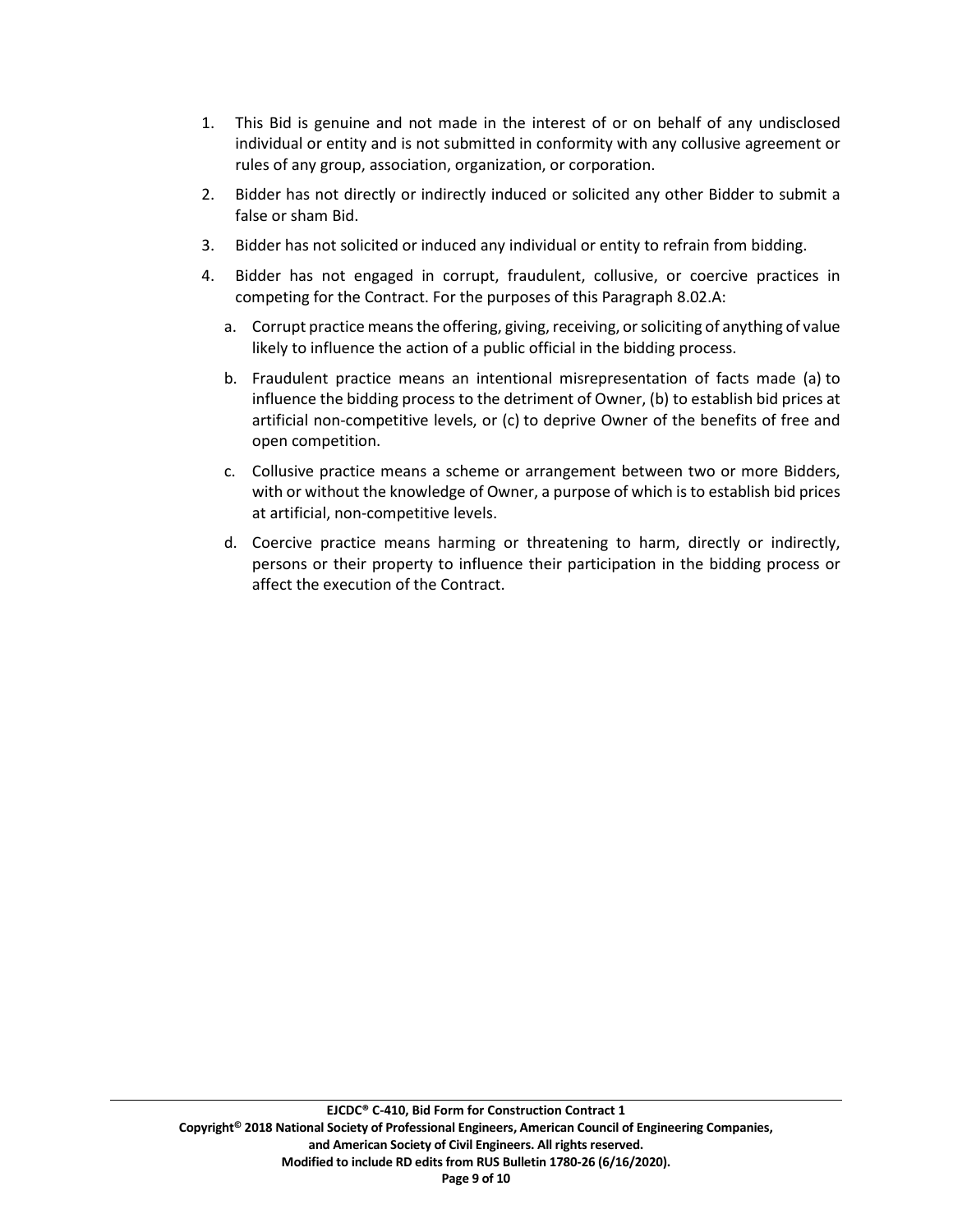1. This Bid is genuine and not made in the interest of or on behalf of any undisclosed individual or entity and is not submitted in conformity with any collusive agreement or rules of any group, association, organization, or corporation.
2. Bidder has not directly or indirectly induced or solicited any other Bidder to submit a false or sham Bid.
3. Bidder has not solicited or induced any individual or entity to refrain from bidding.
4. Bidder has not engaged in corrupt, fraudulent, collusive, or coercive practices in competing for the Contract. For the purposes of this Paragraph 8.02.A:
   a. Corrupt practice means the offering, giving, receiving, or soliciting of anything of value likely to influence the action of a public official in the bidding process.
   b. Fraudulent practice means an intentional misrepresentation of facts made (a) to influence the bidding process to the detriment of Owner, (b) to establish bid prices at artificial non-competitive levels, or (c) to deprive Owner of the benefits of free and open competition.
   c. Collusive practice means a scheme or arrangement between two or more Bidders, with or without the knowledge of Owner, a purpose of which is to establish bid prices at artificial, non-competitive levels.
   d. Coercive practice means harming or threatening to harm, directly or indirectly, persons or their property to influence their participation in the bidding process or affect the execution of the Contract.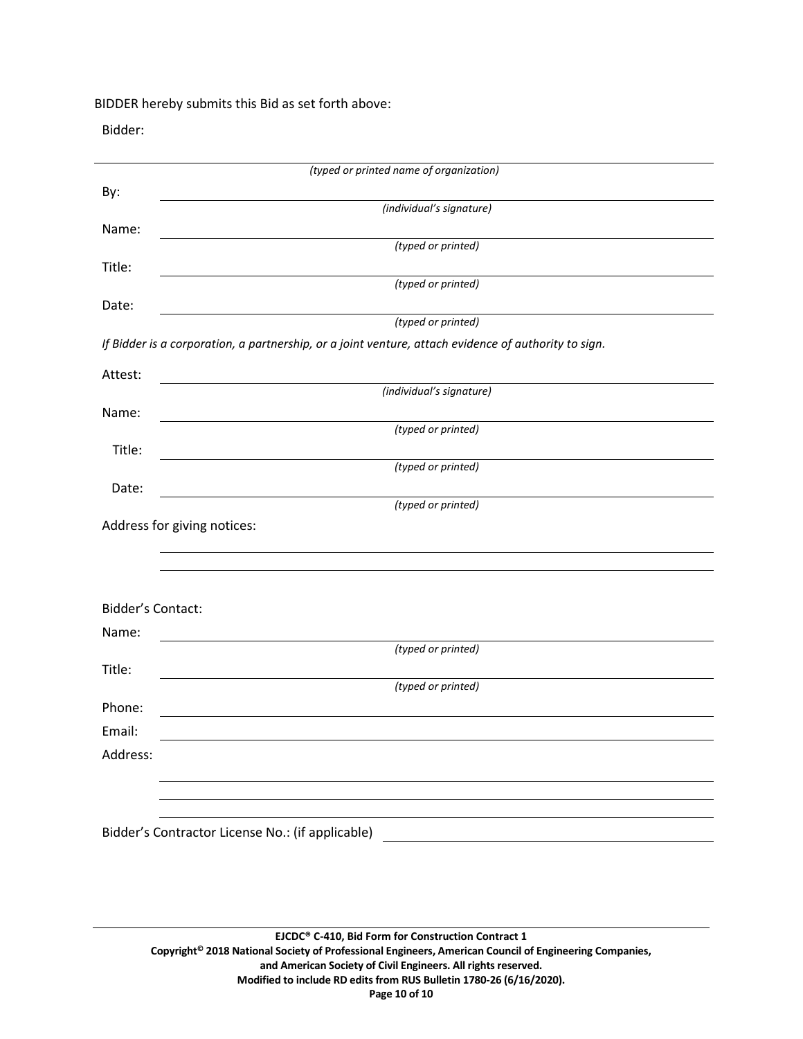BIDDER hereby submits this Bid as set forth above:

Bidder:

\_\_\_\_\_\_\_\_\_\_\_\_\_\_\_\_\_\_\_\_\_\_\_\_\_\_\_\_\_\_\_\_\_\_\_\_\_\_\_\_

*(typed or printed name of organization)*

By: \_\_\_\_\_\_\_\_\_\_\_\_\_\_\_\_\_\_\_\_\_\_\_\_\_\_\_\_\_\_\_\_\_\_\_\_\_\_\_\_

*(individual's signature)*

Name: \_\_\_\_\_\_\_\_\_\_\_\_\_\_\_\_\_\_\_\_\_\_\_\_\_\_\_\_\_\_\_\_\_\_\_\_\_\_\_\_

*(typed or printed)*

Title: \_\_\_\_\_\_\_\_\_\_\_\_\_\_\_\_\_\_\_\_\_\_\_\_\_\_\_\_\_\_\_\_\_\_\_\_\_\_\_\_

*(typed or printed)*

Date: \_\_\_\_\_\_\_\_\_\_\_\_\_\_\_\_\_\_\_\_\_\_\_\_\_\_\_\_\_\_\_\_\_\_\_\_\_\_\_\_

*(typed or printed)*

*If Bidder is a corporation, a partnership, or a joint venture, attach evidence of authority to sign.*

Attest: \_\_\_\_\_\_\_\_\_\_\_\_\_\_\_\_\_\_\_\_\_\_\_\_\_\_\_\_\_\_\_\_\_\_\_\_\_\_\_\_

*(individual's signature)*

Name: \_\_\_\_\_\_\_\_\_\_\_\_\_\_\_\_\_\_\_\_\_\_\_\_\_\_\_\_\_\_\_\_\_\_\_\_\_\_\_\_

*(typed or printed)*

Title: \_\_\_\_\_\_\_\_\_\_\_\_\_\_\_\_\_\_\_\_\_\_\_\_\_\_\_\_\_\_\_\_\_\_\_\_\_\_\_\_

*(typed or printed)*

Date: \_\_\_\_\_\_\_\_\_\_\_\_\_\_\_\_\_\_\_\_\_\_\_\_\_\_\_\_\_\_\_\_\_\_\_\_\_\_\_\_

*(typed or printed)*

Address for giving notices:

\_\_\_\_\_\_\_\_\_\_\_\_\_\_\_\_\_\_\_\_\_\_\_\_\_\_\_\_\_\_\_\_\_\_\_\_\_\_\_\_

\_\_\_\_\_\_\_\_\_\_\_\_\_\_\_\_\_\_\_\_\_\_\_\_\_\_\_\_\_\_\_\_\_\_\_\_\_\_\_\_

Bidder's Contact:

Name: \_\_\_\_\_\_\_\_\_\_\_\_\_\_\_\_\_\_\_\_\_\_\_\_\_\_\_\_\_\_\_\_\_\_\_\_\_\_\_\_

*(typed or printed)*

Title: \_\_\_\_\_\_\_\_\_\_\_\_\_\_\_\_\_\_\_\_\_\_\_\_\_\_\_\_\_\_\_\_\_\_\_\_\_\_\_\_

*(typed or printed)*

Phone: \_\_\_\_\_\_\_\_\_\_\_\_\_\_\_\_\_\_\_\_\_\_\_\_\_\_\_\_\_\_\_\_\_\_\_\_\_\_\_\_

Email: \_\_\_\_\_\_\_\_\_\_\_\_\_\_\_\_\_\_\_\_\_\_\_\_\_\_\_\_\_\_\_\_\_\_\_\_\_\_\_\_

Address:

\_\_\_\_\_\_\_\_\_\_\_\_\_\_\_\_\_\_\_\_\_\_\_\_\_\_\_\_\_\_\_\_\_\_\_\_\_\_\_\_

\_\_\_\_\_\_\_\_\_\_\_\_\_\_\_\_\_\_\_\_\_\_\_\_\_\_\_\_\_\_\_\_\_\_\_\_\_\_\_\_

\_\_\_\_\_\_\_\_\_\_\_\_\_\_\_\_\_\_\_\_\_\_\_\_\_\_\_\_\_\_\_\_\_\_\_\_\_\_\_\_

Bidder's Contractor License No.: (if applicable) \_\_\_\_\_\_\_\_\_\_\_\_\_\_\_\_\_\_\_\_\_\_\_\_\_\_\_\_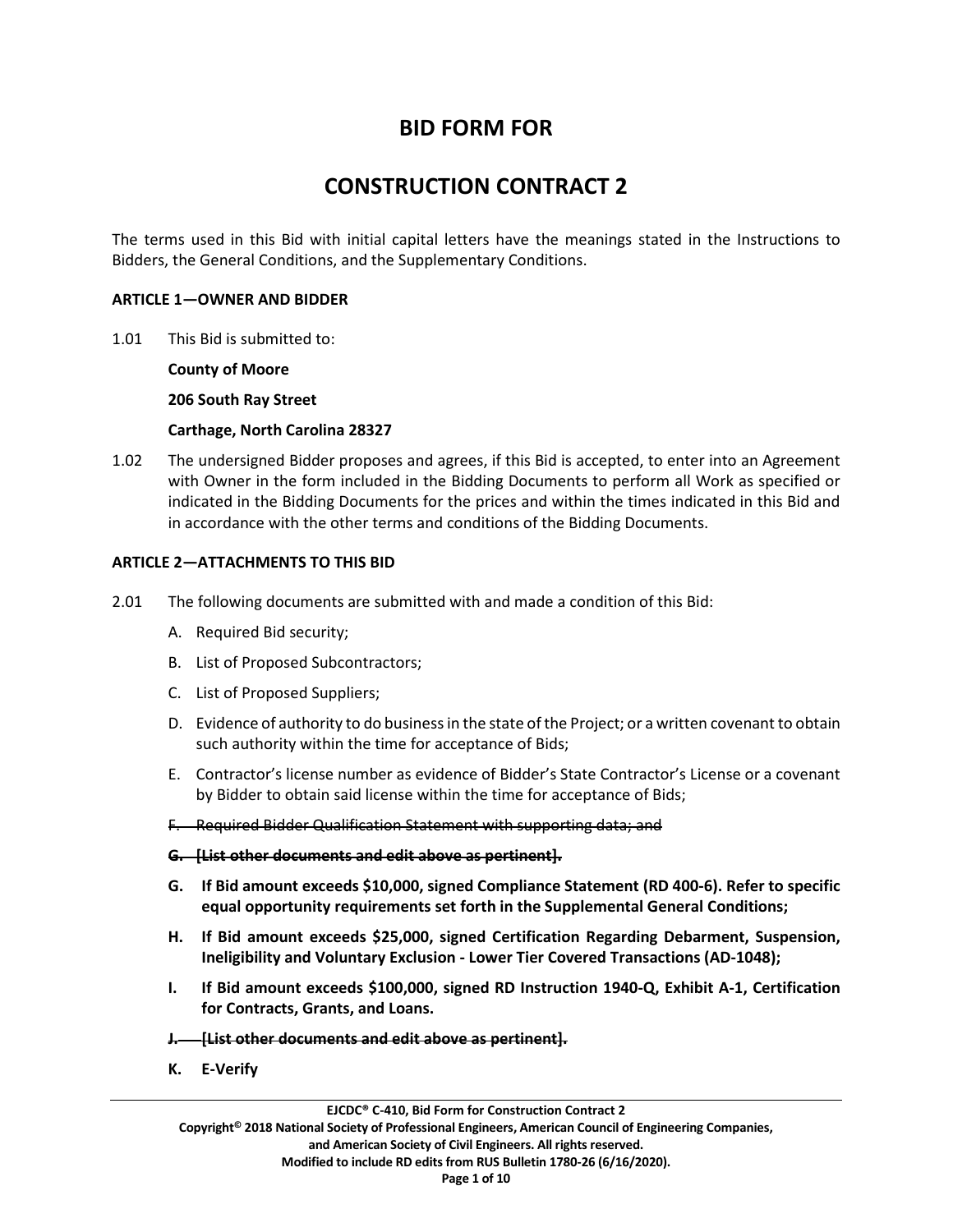# BID FORM FOR

# CONSTRUCTION CONTRACT 2

The terms used in this Bid with initial capital letters have the meanings stated in the Instructions to Bidders, the General Conditions, and the Supplementary Conditions.

**ARTICLE 1—OWNER AND BIDDER**

1.01 This Bid is submitted to:

**County of Moore**

**206 South Ray Street**

**Carthage, North Carolina 28327**

1.02 The undersigned Bidder proposes and agrees, if this Bid is accepted, to enter into an Agreement with Owner in the form included in the Bidding Documents to perform all Work as specified or indicated in the Bidding Documents for the prices and within the times indicated in this Bid and in accordance with the other terms and conditions of the Bidding Documents.

**ARTICLE 2—ATTACHMENTS TO THIS BID**

2.01 The following documents are submitted with and made a condition of this Bid:

A. Required Bid security;

B. List of Proposed Subcontractors;

C. List of Proposed Suppliers;

D. Evidence of authority to do business in the state of the Project; or a written covenant to obtain such authority within the time for acceptance of Bids;

E. Contractor's license number as evidence of Bidder's State Contractor's License or a covenant by Bidder to obtain said license within the time for acceptance of Bids;

~~F. Required Bidder Qualification Statement with supporting data; and~~

~~**G. [List other documents and edit above as pertinent].**~~

**G. If Bid amount exceeds $10,000, signed Compliance Statement (RD 400-6). Refer to specific equal opportunity requirements set forth in the Supplemental General Conditions;**

**H. If Bid amount exceeds $25,000, signed Certification Regarding Debarment, Suspension, Ineligibility and Voluntary Exclusion - Lower Tier Covered Transactions (AD-1048);**

**I. If Bid amount exceeds $100,000, signed RD Instruction 1940-Q, Exhibit A-1, Certification for Contracts, Grants, and Loans.**

~~**J. [List other documents and edit above as pertinent].**~~

**K. E-Verify**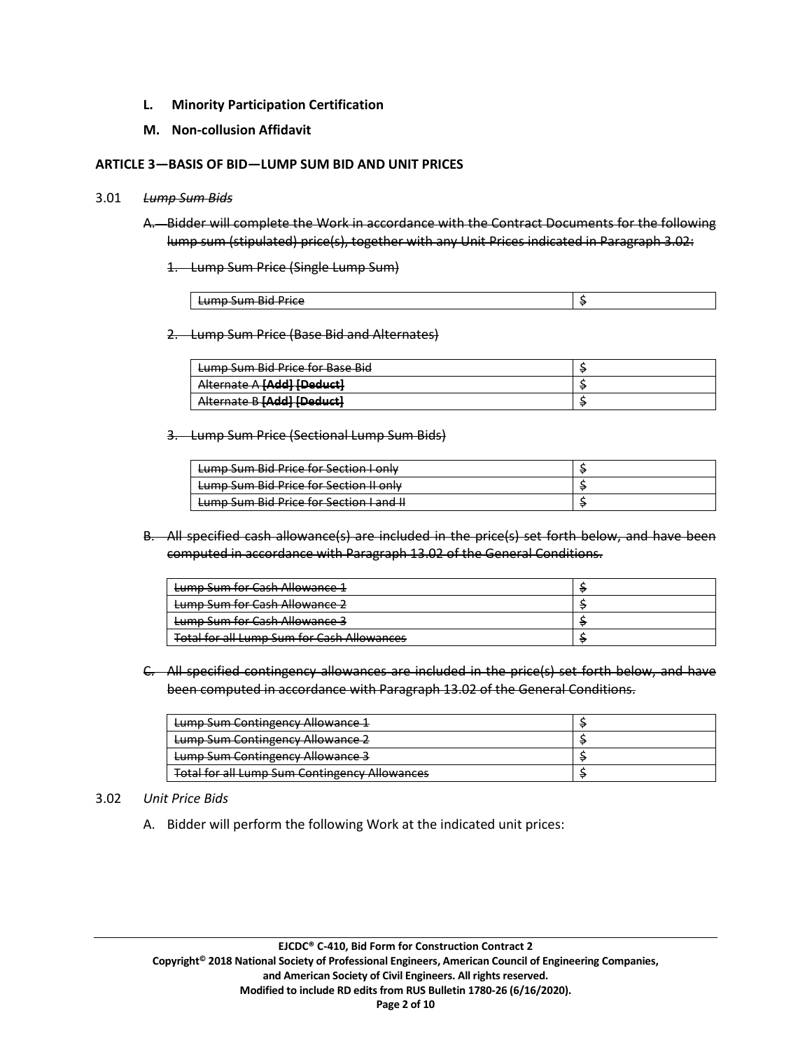- **L. Minority Participation Certification**
- **M. Non-collusion Affidavit**

### ARTICLE 3—BASIS OF BID—LUMP SUM BID AND UNIT PRICES

3.01 ~~*Lump Sum Bids*~~

~~A. Bidder will complete the Work in accordance with the Contract Documents for the following lump sum (stipulated) price(s), together with any Unit Prices indicated in Paragraph 3.02:~~

~~1. Lump Sum Price (Single Lump Sum)~~

| ~~Lump Sum Bid Price~~ | $ |
|---|---|

~~2. Lump Sum Price (Base Bid and Alternates)~~

| ~~Lump Sum Bid Price for Base Bid~~ | $ |
|---|---|
| ~~Alternate A **[Add] [Deduct]**~~ | $ |
| ~~Alternate B **[Add] [Deduct]**~~ | $ |

~~3. Lump Sum Price (Sectional Lump Sum Bids)~~

| ~~Lump Sum Bid Price for Section I only~~ | $ |
|---|---|
| ~~Lump Sum Bid Price for Section II only~~ | $ |
| ~~Lump Sum Bid Price for Section I and II~~ | $ |

~~B. All specified cash allowance(s) are included in the price(s) set forth below, and have been computed in accordance with Paragraph 13.02 of the General Conditions.~~

| ~~Lump Sum for Cash Allowance 1~~ | $ |
|---|---|
| ~~Lump Sum for Cash Allowance 2~~ | $ |
| ~~Lump Sum for Cash Allowance 3~~ | $ |
| ~~Total for all Lump Sum for Cash Allowances~~ | $ |

~~C. All specified contingency allowances are included in the price(s) set forth below, and have been computed in accordance with Paragraph 13.02 of the General Conditions.~~

| ~~Lump Sum Contingency Allowance 1~~ | $ |
|---|---|
| ~~Lump Sum Contingency Allowance 2~~ | $ |
| ~~Lump Sum Contingency Allowance 3~~ | $ |
| ~~Total for all Lump Sum Contingency Allowances~~ | $ |

3.02 *Unit Price Bids*

A. Bidder will perform the following Work at the indicated unit prices: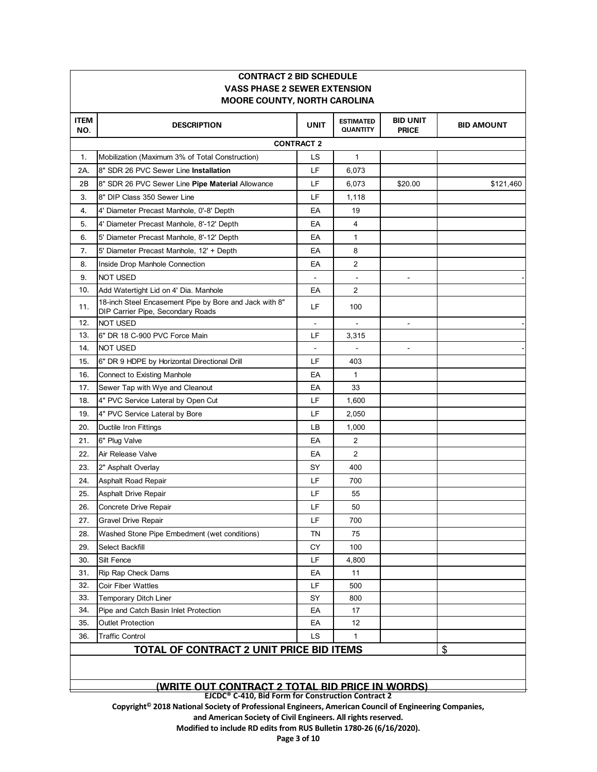## CONTRACT 2 BID SCHEDULE
## VASS PHASE 2 SEWER EXTENSION
## MOORE COUNTY, NORTH CAROLINA

| ITEM NO. | DESCRIPTION | UNIT | ESTIMATED QUANTITY | BID UNIT PRICE | BID AMOUNT |
|---|---|---|---|---|---|
| | **CONTRACT 2** | | | | |
| 1. | Mobilization (Maximum 3% of Total Construction) | LS | 1 | | |
| 2A. | 8" SDR 26 PVC Sewer Line **Installation** | LF | 6,073 | | |
| 2B | 8" SDR 26 PVC Sewer Line **Pipe Material** Allowance | LF | 6,073 | $20.00 | $121,460 |
| 3. | 8" DIP Class 350 Sewer Line | LF | 1,118 | | |
| 4. | 4' Diameter Precast Manhole, 0'-8' Depth | EA | 19 | | |
| 5. | 4' Diameter Precast Manhole, 8'-12' Depth | EA | 4 | | |
| 6. | 5' Diameter Precast Manhole, 8'-12' Depth | EA | 1 | | |
| 7. | 5' Diameter Precast Manhole, 12' + Depth | EA | 8 | | |
| 8. | Inside Drop Manhole Connection | EA | 2 | | |
| 9. | NOT USED | - | - | - | - |
| 10. | Add Watertight Lid on 4' Dia. Manhole | EA | 2 | | |
| 11. | 18-inch Steel Encasement Pipe by Bore and Jack with 8" DIP Carrier Pipe, Secondary Roads | LF | 100 | | |
| 12. | NOT USED | - | - | - | - |
| 13. | 6" DR 18 C-900 PVC Force Main | LF | 3,315 | | |
| 14. | NOT USED | - | - | - | - |
| 15. | 6" DR 9 HDPE by Horizontal Directional Drill | LF | 403 | | |
| 16. | Connect to Existing Manhole | EA | 1 | | |
| 17. | Sewer Tap with Wye and Cleanout | EA | 33 | | |
| 18. | 4" PVC Service Lateral by Open Cut | LF | 1,600 | | |
| 19. | 4" PVC Service Lateral by Bore | LF | 2,050 | | |
| 20. | Ductile Iron Fittings | LB | 1,000 | | |
| 21. | 6" Plug Valve | EA | 2 | | |
| 22. | Air Release Valve | EA | 2 | | |
| 23. | 2" Asphalt Overlay | SY | 400 | | |
| 24. | Asphalt Road Repair | LF | 700 | | |
| 25. | Asphalt Drive Repair | LF | 55 | | |
| 26. | Concrete Drive Repair | LF | 50 | | |
| 27. | Gravel Drive Repair | LF | 700 | | |
| 28. | Washed Stone Pipe Embedment (wet conditions) | TN | 75 | | |
| 29. | Select Backfill | CY | 100 | | |
| 30. | Silt Fence | LF | 4,800 | | |
| 31. | Rip Rap Check Dams | EA | 11 | | |
| 32. | Coir Fiber Wattles | LF | 500 | | |
| 33. | Temporary Ditch Liner | SY | 800 | | |
| 34. | Pipe and Catch Basin Inlet Protection | EA | 17 | | |
| 35. | Outlet Protection | EA | 12 | | |
| 36. | Traffic Control | LS | 1 | | |
| | **TOTAL OF CONTRACT 2 UNIT PRICE BID ITEMS** | | | | $ |

**(WRITE OUT CONTRACT 2 TOTAL BID PRICE IN WORDS)**

EJCDC® C-410, Bid Form for Construction Contract 2

Copyright© 2018 National Society of Professional Engineers, American Council of Engineering Companies, and American Society of Civil Engineers. All rights reserved.

Modified to include RD edits from RUS Bulletin 1780-26 (6/16/2020).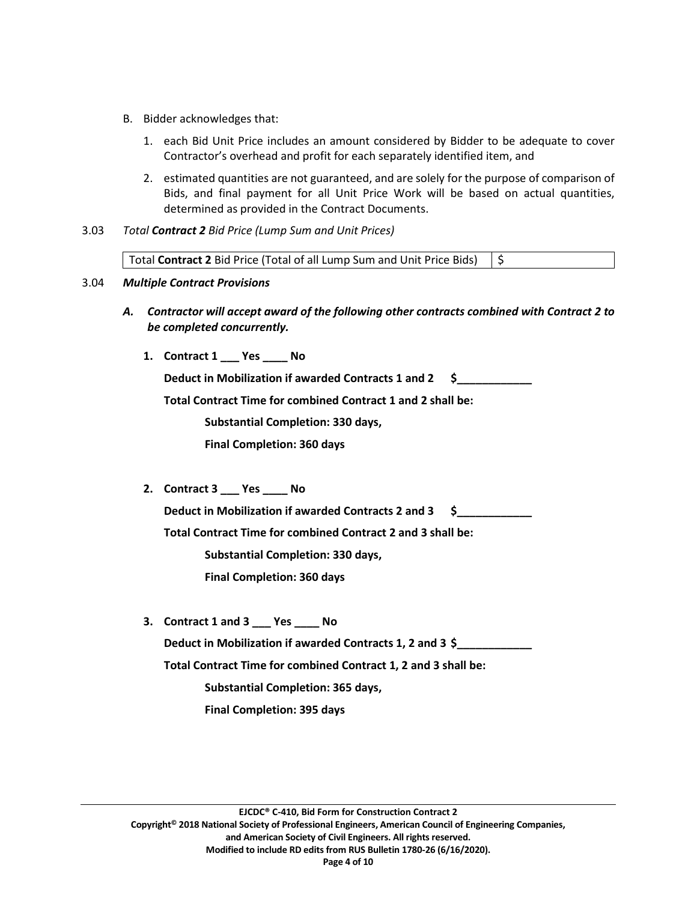B. Bidder acknowledges that:

1. each Bid Unit Price includes an amount considered by Bidder to be adequate to cover Contractor's overhead and profit for each separately identified item, and

2. estimated quantities are not guaranteed, and are solely for the purpose of comparison of Bids, and final payment for all Unit Price Work will be based on actual quantities, determined as provided in the Contract Documents.

3.03 *Total **Contract 2** Bid Price (Lump Sum and Unit Prices)*

| Total **Contract 2** Bid Price (Total of all Lump Sum and Unit Price Bids) | $ |
|---|---|

3.04 ***Multiple Contract Provisions***

***A. Contractor will accept award of the following other contracts combined with Contract 2 to be completed concurrently.***

**1. Contract 1 ___ Yes ____ No**

**Deduct in Mobilization if awarded Contracts 1 and 2 $____________**

**Total Contract Time for combined Contract 1 and 2 shall be:**

**Substantial Completion: 330 days,**

**Final Completion: 360 days**

**2. Contract 3 ___ Yes ____ No**

**Deduct in Mobilization if awarded Contracts 2 and 3 $____________**

**Total Contract Time for combined Contract 2 and 3 shall be:**

**Substantial Completion: 330 days,**

**Final Completion: 360 days**

**3. Contract 1 and 3 ___ Yes ____ No**

**Deduct in Mobilization if awarded Contracts 1, 2 and 3 $____________**

**Total Contract Time for combined Contract 1, 2 and 3 shall be:**

**Substantial Completion: 365 days,**

**Final Completion: 395 days**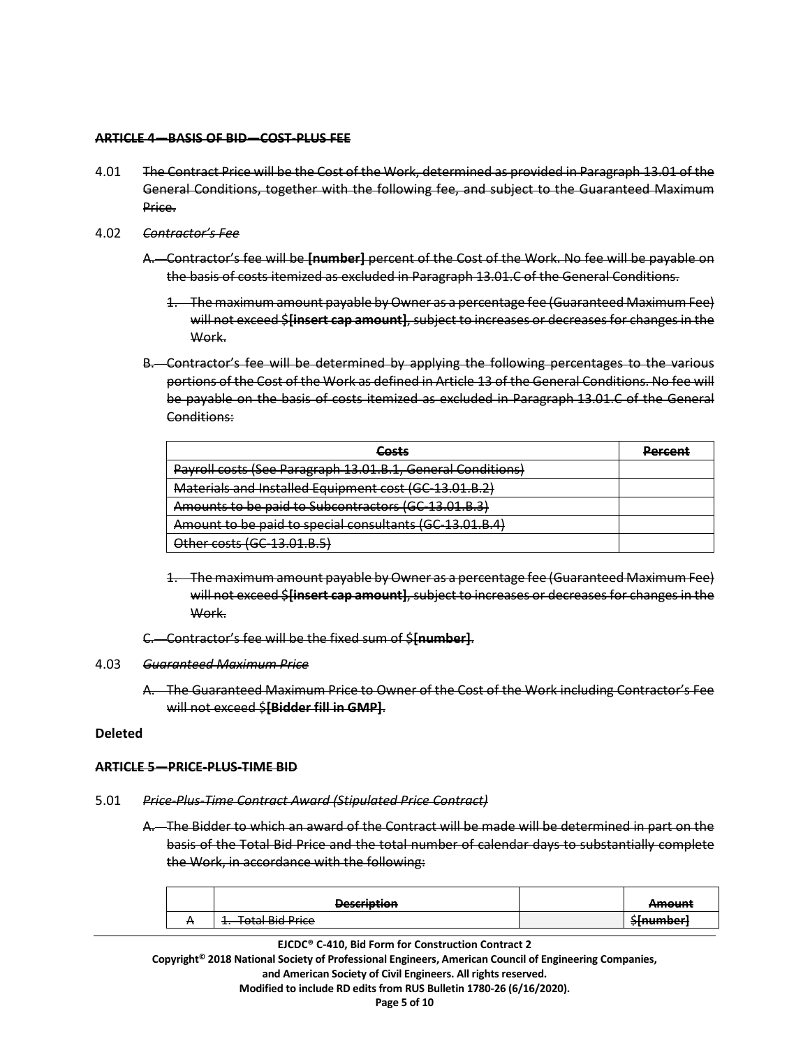~~**ARTICLE 4—BASIS OF BID—COST-PLUS FEE**~~

4.01 ~~The Contract Price will be the Cost of the Work, determined as provided in Paragraph 13.01 of the General Conditions, together with the following fee, and subject to the Guaranteed Maximum Price.~~

4.02 ~~*Contractor's Fee*~~

~~A. Contractor's fee will be **[number]** percent of the Cost of the Work. No fee will be payable on the basis of costs itemized as excluded in Paragraph 13.01.C of the General Conditions.~~

~~1. The maximum amount payable by Owner as a percentage fee (Guaranteed Maximum Fee) will not exceed $**[insert cap amount]**, subject to increases or decreases for changes in the Work.~~

~~B. Contractor's fee will be determined by applying the following percentages to the various portions of the Cost of the Work as defined in Article 13 of the General Conditions. No fee will be payable on the basis of costs itemized as excluded in Paragraph 13.01.C of the General Conditions:~~

| ~~**Costs**~~ | ~~**Percent**~~ |
|---|---|
| ~~Payroll costs (See Paragraph 13.01.B.1, General Conditions)~~ | |
| ~~Materials and Installed Equipment cost (GC-13.01.B.2)~~ | |
| ~~Amounts to be paid to Subcontractors (GC-13.01.B.3)~~ | |
| ~~Amount to be paid to special consultants (GC-13.01.B.4)~~ | |
| ~~Other costs (GC-13.01.B.5)~~ | |

~~1. The maximum amount payable by Owner as a percentage fee (Guaranteed Maximum Fee) will not exceed $**[insert cap amount]**, subject to increases or decreases for changes in the Work.~~

~~C. Contractor's fee will be the fixed sum of $**[number]**.~~

4.03 ~~*Guaranteed Maximum Price*~~

~~A. The Guaranteed Maximum Price to Owner of the Cost of the Work including Contractor's Fee will not exceed $**[Bidder fill in GMP]**.~~

**Deleted**

~~**ARTICLE 5—PRICE-PLUS-TIME BID**~~

5.01 ~~*Price-Plus-Time Contract Award (Stipulated Price Contract)*~~

~~A. The Bidder to which an award of the Contract will be made will be determined in part on the basis of the Total Bid Price and the total number of calendar days to substantially complete the Work, in accordance with the following:~~

| | ~~**Description**~~ | | ~~**Amount**~~ |
|---|---|---|---|
| ~~A~~ | ~~1. Total Bid Price~~ | | ~~$[number]~~ |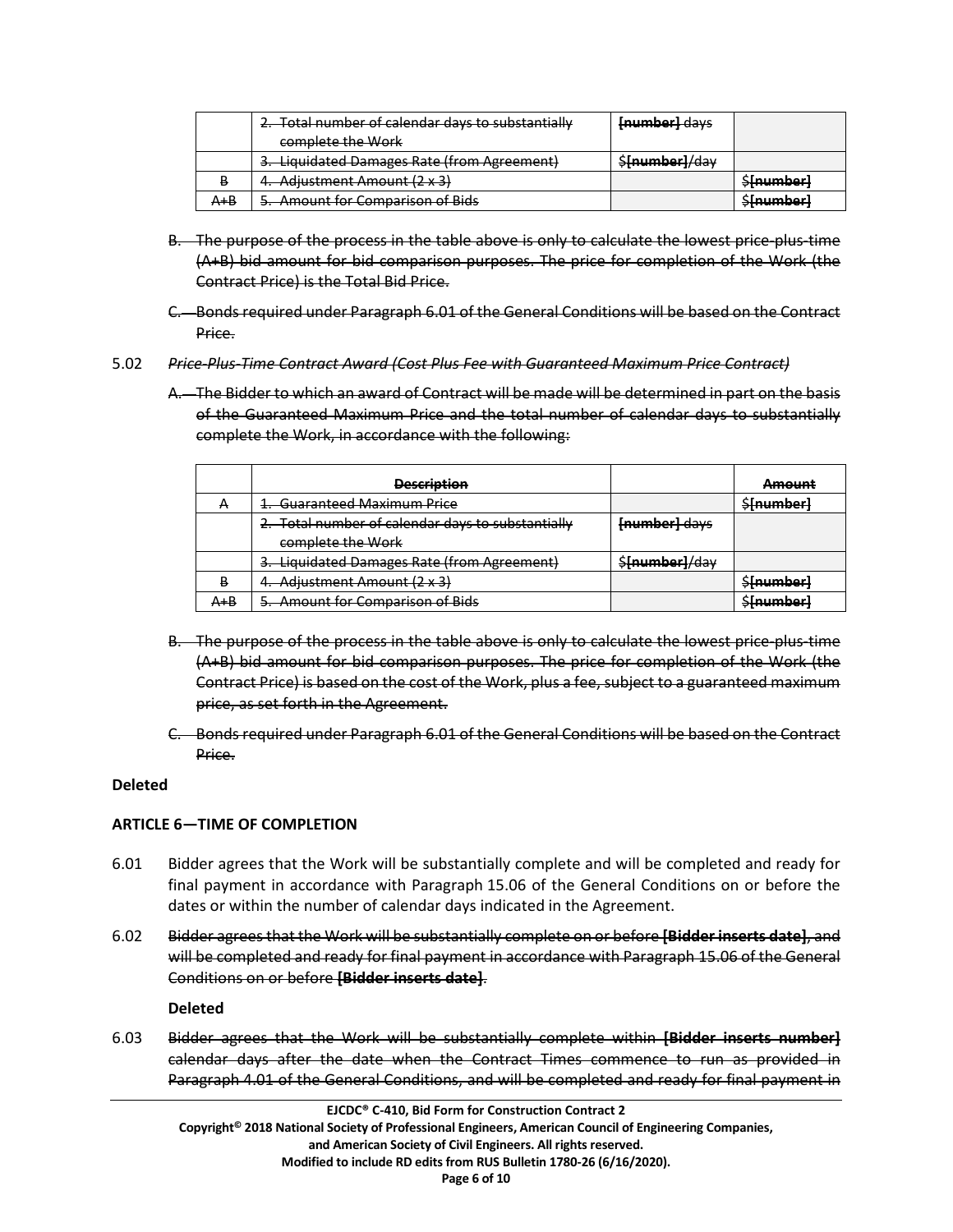| | Description | | Amount |
|---|---|---|---|
| | ~~2. Total number of calendar days to substantially complete the Work~~ | ~~**[number]** days~~ | |
| | ~~3. Liquidated Damages Rate (from Agreement)~~ | ~~$**[number]**/day~~ | |
| ~~B~~ | ~~4. Adjustment Amount (2 x 3)~~ | | ~~$**[number]**~~ |
| ~~A+B~~ | ~~5. Amount for Comparison of Bids~~ | | ~~$**[number]**~~ |

B. ~~The purpose of the process in the table above is only to calculate the lowest price-plus-time (A+B) bid amount for bid comparison purposes. The price for completion of the Work (the Contract Price) is the Total Bid Price.~~

C. ~~Bonds required under Paragraph 6.01 of the General Conditions will be based on the Contract Price.~~

5.02 ~~*Price-Plus-Time Contract Award (Cost Plus Fee with Guaranteed Maximum Price Contract)*~~

A. ~~The Bidder to which an award of Contract will be made will be determined in part on the basis of the Guaranteed Maximum Price and the total number of calendar days to substantially complete the Work, in accordance with the following:~~

| | ~~**Description**~~ | | ~~**Amount**~~ |
|---|---|---|---|
| ~~A~~ | ~~1. Guaranteed Maximum Price~~ | | ~~$**[number]**~~ |
| | ~~2. Total number of calendar days to substantially complete the Work~~ | ~~**[number]** days~~ | |
| | ~~3. Liquidated Damages Rate (from Agreement)~~ | ~~$**[number]**/day~~ | |
| ~~B~~ | ~~4. Adjustment Amount (2 x 3)~~ | | ~~$**[number]**~~ |
| ~~A+B~~ | ~~5. Amount for Comparison of Bids~~ | | ~~$**[number]**~~ |

B. ~~The purpose of the process in the table above is only to calculate the lowest price-plus-time (A+B) bid amount for bid comparison purposes. The price for completion of the Work (the Contract Price) is based on the cost of the Work, plus a fee, subject to a guaranteed maximum price, as set forth in the Agreement.~~

C. ~~Bonds required under Paragraph 6.01 of the General Conditions will be based on the Contract Price.~~

**Deleted**

## ARTICLE 6—TIME OF COMPLETION

6.01 Bidder agrees that the Work will be substantially complete and will be completed and ready for final payment in accordance with Paragraph 15.06 of the General Conditions on or before the dates or within the number of calendar days indicated in the Agreement.

6.02 ~~Bidder agrees that the Work will be substantially complete on or before **[Bidder inserts date]**, and will be completed and ready for final payment in accordance with Paragraph 15.06 of the General Conditions on or before **[Bidder inserts date]**.~~

**Deleted**

6.03 ~~Bidder agrees that the Work will be substantially complete within **[Bidder inserts number]** calendar days after the date when the Contract Times commence to run as provided in Paragraph 4.01 of the General Conditions, and will be completed and ready for final payment in~~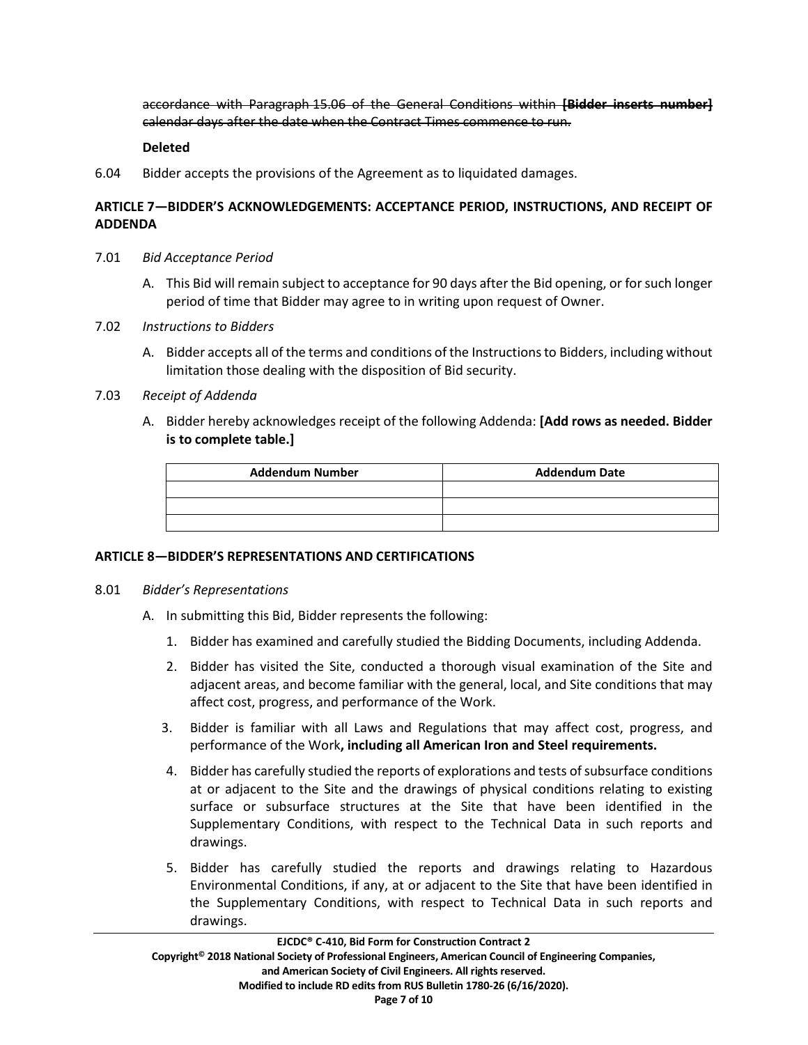~~accordance with Paragraph 15.06 of the General Conditions within **[Bidder inserts number]** calendar days after the date when the Contract Times commence to run.~~

**Deleted**

6.04 Bidder accepts the provisions of the Agreement as to liquidated damages.

## ARTICLE 7—BIDDER'S ACKNOWLEDGEMENTS: ACCEPTANCE PERIOD, INSTRUCTIONS, AND RECEIPT OF ADDENDA

7.01 *Bid Acceptance Period*

A. This Bid will remain subject to acceptance for 90 days after the Bid opening, or for such longer period of time that Bidder may agree to in writing upon request of Owner.

7.02 *Instructions to Bidders*

A. Bidder accepts all of the terms and conditions of the Instructions to Bidders, including without limitation those dealing with the disposition of Bid security.

7.03 *Receipt of Addenda*

A. Bidder hereby acknowledges receipt of the following Addenda: **[Add rows as needed. Bidder is to complete table.]**

| Addendum Number | Addendum Date |
|---|---|
| | |
| | |
| | |

## ARTICLE 8—BIDDER'S REPRESENTATIONS AND CERTIFICATIONS

8.01 *Bidder's Representations*

A. In submitting this Bid, Bidder represents the following:

1. Bidder has examined and carefully studied the Bidding Documents, including Addenda.
2. Bidder has visited the Site, conducted a thorough visual examination of the Site and adjacent areas, and become familiar with the general, local, and Site conditions that may affect cost, progress, and performance of the Work.
3. Bidder is familiar with all Laws and Regulations that may affect cost, progress, and performance of the Work**, including all American Iron and Steel requirements.**
4. Bidder has carefully studied the reports of explorations and tests of subsurface conditions at or adjacent to the Site and the drawings of physical conditions relating to existing surface or subsurface structures at the Site that have been identified in the Supplementary Conditions, with respect to the Technical Data in such reports and drawings.
5. Bidder has carefully studied the reports and drawings relating to Hazardous Environmental Conditions, if any, at or adjacent to the Site that have been identified in the Supplementary Conditions, with respect to Technical Data in such reports and drawings.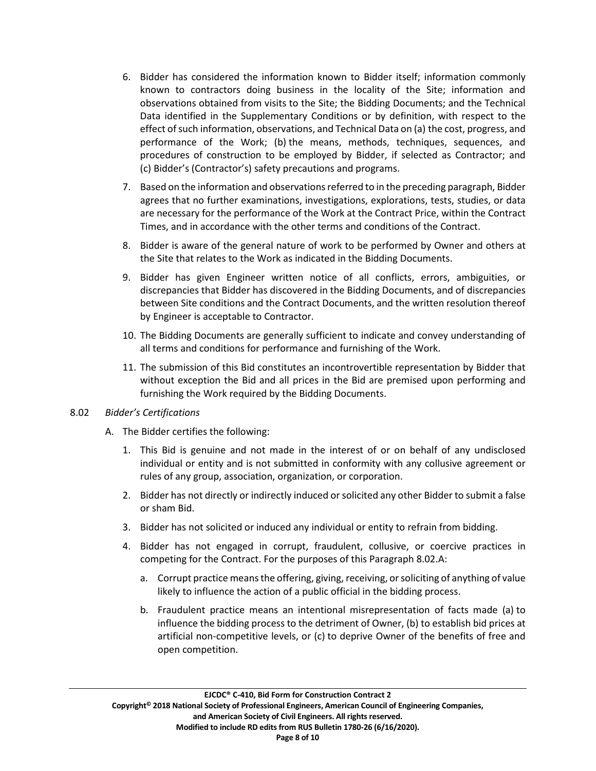6. Bidder has considered the information known to Bidder itself; information commonly known to contractors doing business in the locality of the Site; information and observations obtained from visits to the Site; the Bidding Documents; and the Technical Data identified in the Supplementary Conditions or by definition, with respect to the effect of such information, observations, and Technical Data on (a) the cost, progress, and performance of the Work; (b) the means, methods, techniques, sequences, and procedures of construction to be employed by Bidder, if selected as Contractor; and (c) Bidder's (Contractor's) safety precautions and programs.

7. Based on the information and observations referred to in the preceding paragraph, Bidder agrees that no further examinations, investigations, explorations, tests, studies, or data are necessary for the performance of the Work at the Contract Price, within the Contract Times, and in accordance with the other terms and conditions of the Contract.

8. Bidder is aware of the general nature of work to be performed by Owner and others at the Site that relates to the Work as indicated in the Bidding Documents.

9. Bidder has given Engineer written notice of all conflicts, errors, ambiguities, or discrepancies that Bidder has discovered in the Bidding Documents, and of discrepancies between Site conditions and the Contract Documents, and the written resolution thereof by Engineer is acceptable to Contractor.

10. The Bidding Documents are generally sufficient to indicate and convey understanding of all terms and conditions for performance and furnishing of the Work.

11. The submission of this Bid constitutes an incontrovertible representation by Bidder that without exception the Bid and all prices in the Bid are premised upon performing and furnishing the Work required by the Bidding Documents.

8.02 *Bidder's Certifications*

A. The Bidder certifies the following:

1. This Bid is genuine and not made in the interest of or on behalf of any undisclosed individual or entity and is not submitted in conformity with any collusive agreement or rules of any group, association, organization, or corporation.

2. Bidder has not directly or indirectly induced or solicited any other Bidder to submit a false or sham Bid.

3. Bidder has not solicited or induced any individual or entity to refrain from bidding.

4. Bidder has not engaged in corrupt, fraudulent, collusive, or coercive practices in competing for the Contract. For the purposes of this Paragraph 8.02.A:

   a. Corrupt practice means the offering, giving, receiving, or soliciting of anything of value likely to influence the action of a public official in the bidding process.

   b. Fraudulent practice means an intentional misrepresentation of facts made (a) to influence the bidding process to the detriment of Owner, (b) to establish bid prices at artificial non-competitive levels, or (c) to deprive Owner of the benefits of free and open competition.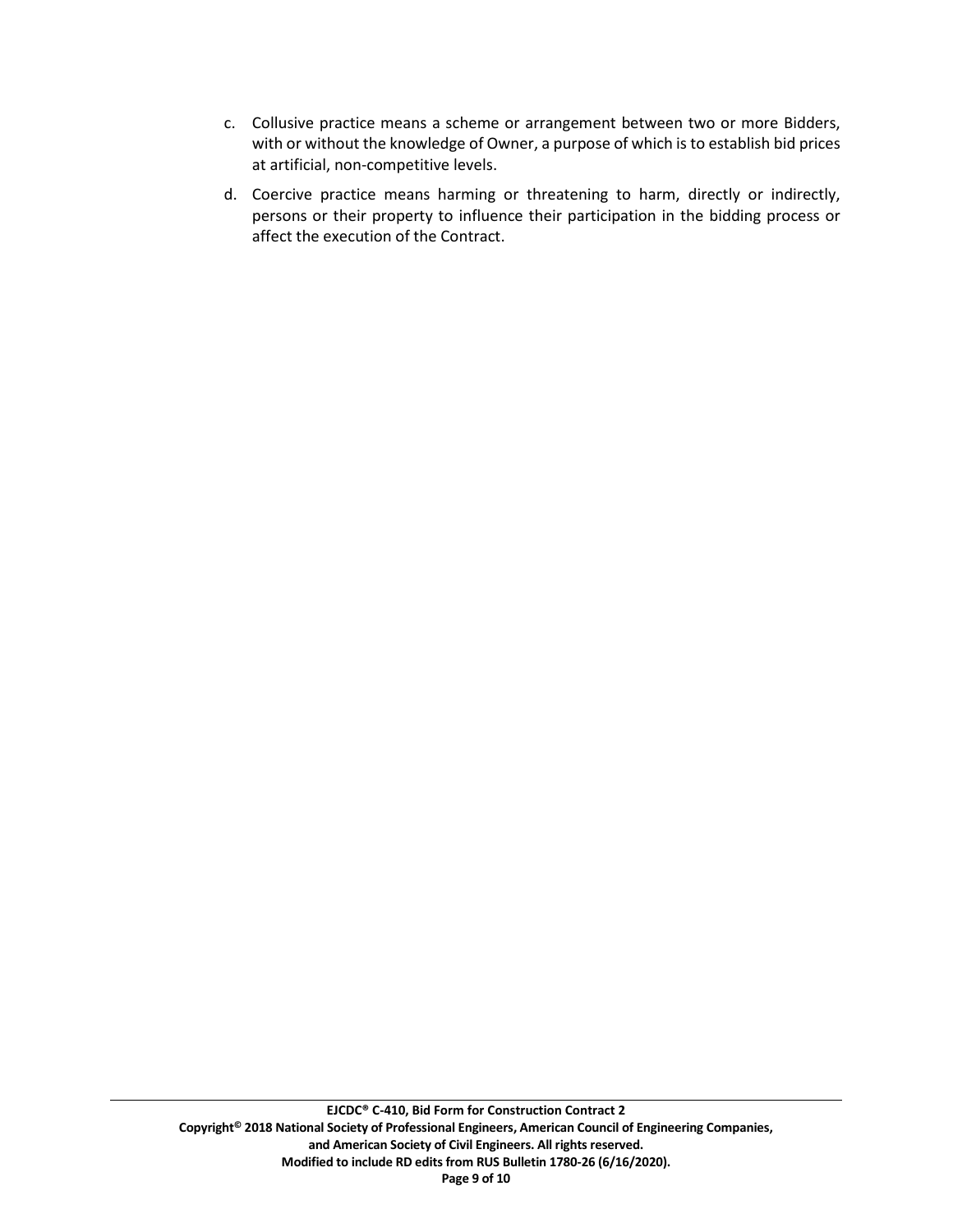c. Collusive practice means a scheme or arrangement between two or more Bidders, with or without the knowledge of Owner, a purpose of which is to establish bid prices at artificial, non-competitive levels.

d. Coercive practice means harming or threatening to harm, directly or indirectly, persons or their property to influence their participation in the bidding process or affect the execution of the Contract.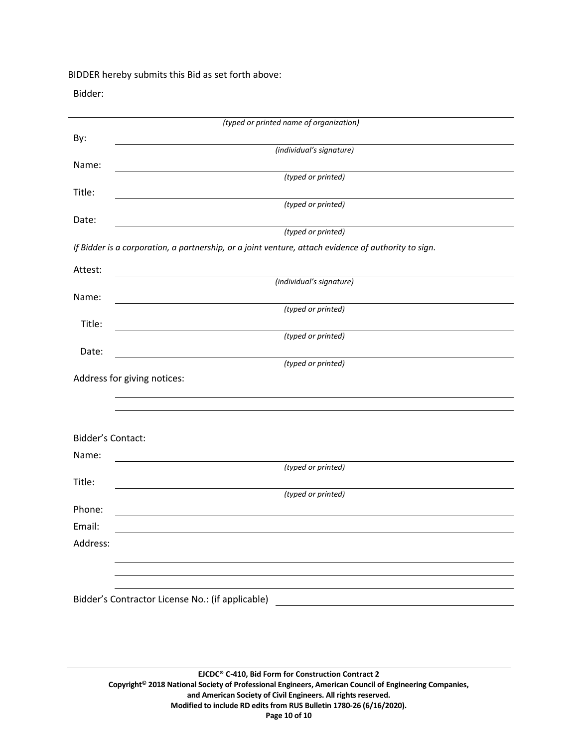BIDDER hereby submits this Bid as set forth above:

Bidder:

______________________________________________________________________

*(typed or printed name of organization)*

By: ______________________________________________________________

*(individual's signature)*

Name: ____________________________________________________________

*(typed or printed)*

Title: _____________________________________________________________

*(typed or printed)*

Date: _____________________________________________________________

*(typed or printed)*

*If Bidder is a corporation, a partnership, or a joint venture, attach evidence of authority to sign.*

Attest: ____________________________________________________________

*(individual's signature)*

Name: ____________________________________________________________

*(typed or printed)*

Title: _____________________________________________________________

*(typed or printed)*

Date: _____________________________________________________________

*(typed or printed)*

Address for giving notices:

______________________________________________________________

______________________________________________________________

Bidder's Contact:

Name: ____________________________________________________________

*(typed or printed)*

Title: _____________________________________________________________

*(typed or printed)*

Phone: ___________________________________________________________

Email: ____________________________________________________________

Address:

______________________________________________________________

______________________________________________________________

______________________________________________________________

Bidder's Contractor License No.: (if applicable) ______________________________

**EJCDC® C-410, Bid Form for Construction Contract 2**
**Copyright© 2018 National Society of Professional Engineers, American Council of Engineering Companies, and American Society of Civil Engineers. All rights reserved.**
**Modified to include RD edits from RUS Bulletin 1780-26 (6/16/2020).**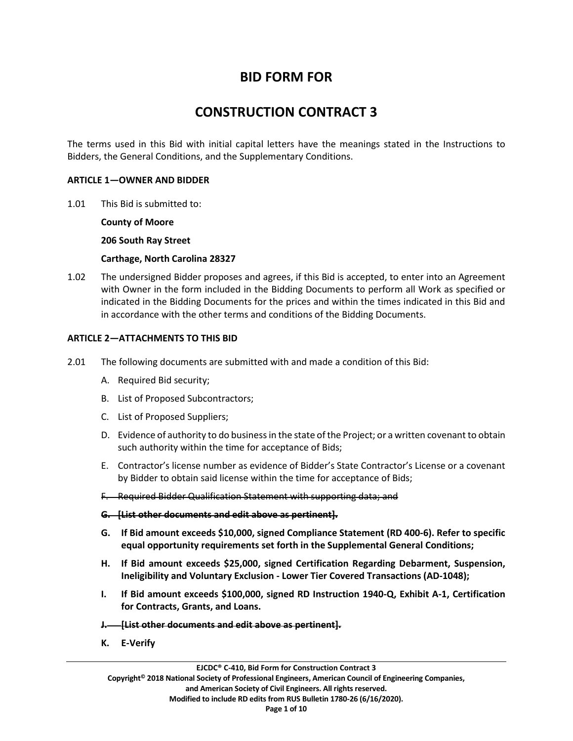# BID FORM FOR

# CONSTRUCTION CONTRACT 3

The terms used in this Bid with initial capital letters have the meanings stated in the Instructions to Bidders, the General Conditions, and the Supplementary Conditions.

**ARTICLE 1—OWNER AND BIDDER**

1.01 This Bid is submitted to:

**County of Moore**

**206 South Ray Street**

**Carthage, North Carolina 28327**

1.02 The undersigned Bidder proposes and agrees, if this Bid is accepted, to enter into an Agreement with Owner in the form included in the Bidding Documents to perform all Work as specified or indicated in the Bidding Documents for the prices and within the times indicated in this Bid and in accordance with the other terms and conditions of the Bidding Documents.

**ARTICLE 2—ATTACHMENTS TO THIS BID**

2.01 The following documents are submitted with and made a condition of this Bid:

A. Required Bid security;

B. List of Proposed Subcontractors;

C. List of Proposed Suppliers;

D. Evidence of authority to do business in the state of the Project; or a written covenant to obtain such authority within the time for acceptance of Bids;

E. Contractor's license number as evidence of Bidder's State Contractor's License or a covenant by Bidder to obtain said license within the time for acceptance of Bids;

~~F. Required Bidder Qualification Statement with supporting data; and~~

~~**G. [List other documents and edit above as pertinent].**~~

**G. If Bid amount exceeds $10,000, signed Compliance Statement (RD 400-6). Refer to specific equal opportunity requirements set forth in the Supplemental General Conditions;**

**H. If Bid amount exceeds $25,000, signed Certification Regarding Debarment, Suspension, Ineligibility and Voluntary Exclusion - Lower Tier Covered Transactions (AD-1048);**

**I. If Bid amount exceeds $100,000, signed RD Instruction 1940-Q, Exhibit A-1, Certification for Contracts, Grants, and Loans.**

~~**J. [List other documents and edit above as pertinent].**~~

**K. E-Verify**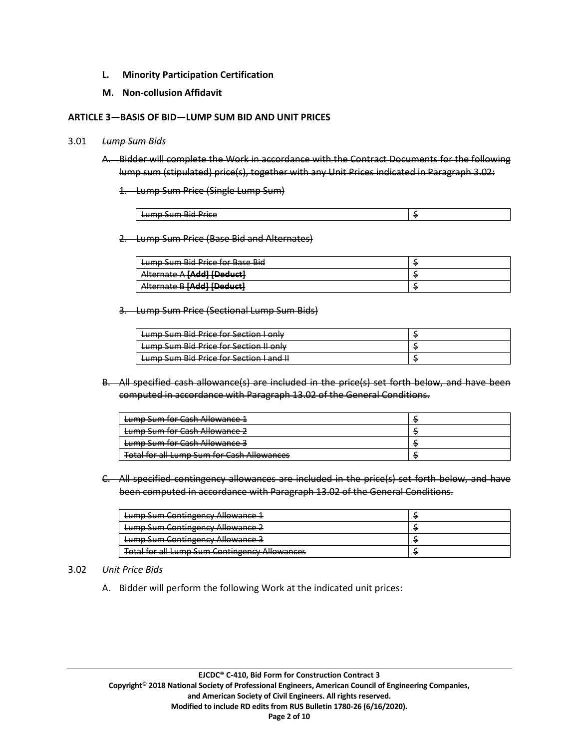**L. Minority Participation Certification**

**M. Non-collusion Affidavit**

**ARTICLE 3—BASIS OF BID—LUMP SUM BID AND UNIT PRICES**

3.01 ~~*Lump Sum Bids*~~

~~A. Bidder will complete the Work in accordance with the Contract Documents for the following lump sum (stipulated) price(s), together with any Unit Prices indicated in Paragraph 3.02:~~

~~1. Lump Sum Price (Single Lump Sum)~~

| ~~Lump Sum Bid Price~~ | ~~$~~ |
|---|---|

~~2. Lump Sum Price (Base Bid and Alternates)~~

| ~~Lump Sum Bid Price for Base Bid~~ | ~~$~~ |
|---|---|
| ~~Alternate A **[Add] [Deduct]**~~ | ~~$~~ |
| ~~Alternate B **[Add] [Deduct]**~~ | ~~$~~ |

~~3. Lump Sum Price (Sectional Lump Sum Bids)~~

| ~~Lump Sum Bid Price for Section I only~~ | ~~$~~ |
|---|---|
| ~~Lump Sum Bid Price for Section II only~~ | ~~$~~ |
| ~~Lump Sum Bid Price for Section I and II~~ | ~~$~~ |

~~B. All specified cash allowance(s) are included in the price(s) set forth below, and have been computed in accordance with Paragraph 13.02 of the General Conditions.~~

| ~~Lump Sum for Cash Allowance 1~~ | ~~$~~ |
|---|---|
| ~~Lump Sum for Cash Allowance 2~~ | ~~$~~ |
| ~~Lump Sum for Cash Allowance 3~~ | ~~$~~ |
| ~~Total for all Lump Sum for Cash Allowances~~ | ~~$~~ |

~~C. All specified contingency allowances are included in the price(s) set forth below, and have been computed in accordance with Paragraph 13.02 of the General Conditions.~~

| ~~Lump Sum Contingency Allowance 1~~ | ~~$~~ |
|---|---|
| ~~Lump Sum Contingency Allowance 2~~ | ~~$~~ |
| ~~Lump Sum Contingency Allowance 3~~ | ~~$~~ |
| ~~Total for all Lump Sum Contingency Allowances~~ | ~~$~~ |

3.02 *Unit Price Bids*

A. Bidder will perform the following Work at the indicated unit prices: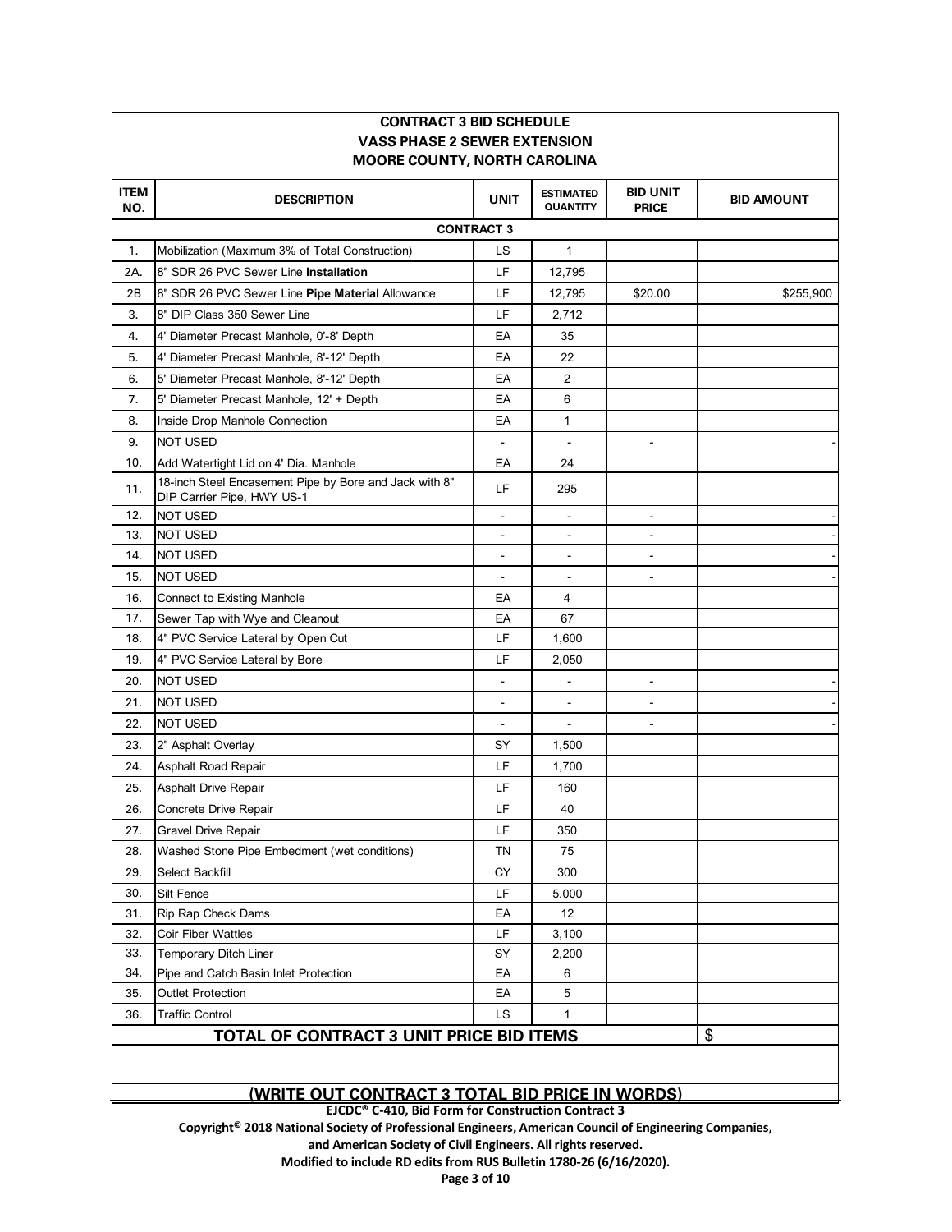| CONTRACT 3 BID SCHEDULE<br>VASS PHASE 2 SEWER EXTENSION<br>MOORE COUNTY, NORTH CAROLINA | | | | | |
|---|---|---|---|---|---|
| **ITEM NO.** | **DESCRIPTION** | **UNIT** | **ESTIMATED QUANTITY** | **BID UNIT PRICE** | **BID AMOUNT** |
| | **CONTRACT 3** | | | | |
| 1. | Mobilization (Maximum 3% of Total Construction) | LS | 1 | | |
| 2A. | 8" SDR 26 PVC Sewer Line **Installation** | LF | 12,795 | | |
| 2B | 8" SDR 26 PVC Sewer Line **Pipe Material** Allowance | LF | 12,795 | $20.00 | $255,900 |
| 3. | 8" DIP Class 350 Sewer Line | LF | 2,712 | | |
| 4. | 4' Diameter Precast Manhole, 0'-8' Depth | EA | 35 | | |
| 5. | 4' Diameter Precast Manhole, 8'-12' Depth | EA | 22 | | |
| 6. | 5' Diameter Precast Manhole, 8'-12' Depth | EA | 2 | | |
| 7. | 5' Diameter Precast Manhole, 12' + Depth | EA | 6 | | |
| 8. | Inside Drop Manhole Connection | EA | 1 | | |
| 9. | NOT USED | - | - | - | - |
| 10. | Add Watertight Lid on 4' Dia. Manhole | EA | 24 | | |
| 11. | 18-inch Steel Encasement Pipe by Bore and Jack with 8" DIP Carrier Pipe, HWY US-1 | LF | 295 | | |
| 12. | NOT USED | - | - | - | - |
| 13. | NOT USED | - | - | - | - |
| 14. | NOT USED | - | - | - | - |
| 15. | NOT USED | - | - | - | - |
| 16. | Connect to Existing Manhole | EA | 4 | | |
| 17. | Sewer Tap with Wye and Cleanout | EA | 67 | | |
| 18. | 4" PVC Service Lateral by Open Cut | LF | 1,600 | | |
| 19. | 4" PVC Service Lateral by Bore | LF | 2,050 | | |
| 20. | NOT USED | - | - | - | - |
| 21. | NOT USED | - | - | - | - |
| 22. | NOT USED | - | - | - | - |
| 23. | 2" Asphalt Overlay | SY | 1,500 | | |
| 24. | Asphalt Road Repair | LF | 1,700 | | |
| 25. | Asphalt Drive Repair | LF | 160 | | |
| 26. | Concrete Drive Repair | LF | 40 | | |
| 27. | Gravel Drive Repair | LF | 350 | | |
| 28. | Washed Stone Pipe Embedment (wet conditions) | TN | 75 | | |
| 29. | Select Backfill | CY | 300 | | |
| 30. | Silt Fence | LF | 5,000 | | |
| 31. | Rip Rap Check Dams | EA | 12 | | |
| 32. | Coir Fiber Wattles | LF | 3,100 | | |
| 33. | Temporary Ditch Liner | SY | 2,200 | | |
| 34. | Pipe and Catch Basin Inlet Protection | EA | 6 | | |
| 35. | Outlet Protection | EA | 5 | | |
| 36. | Traffic Control | LS | 1 | | |
| | **TOTAL OF CONTRACT 3 UNIT PRICE BID ITEMS** | | | | $ |

**(WRITE OUT CONTRACT 3 TOTAL BID PRICE IN WORDS)**

**EJCDC® C-410, Bid Form for Construction Contract 3**

**Copyright© 2018 National Society of Professional Engineers, American Council of Engineering Companies, and American Society of Civil Engineers. All rights reserved.**

**Modified to include RD edits from RUS Bulletin 1780-26 (6/16/2020).**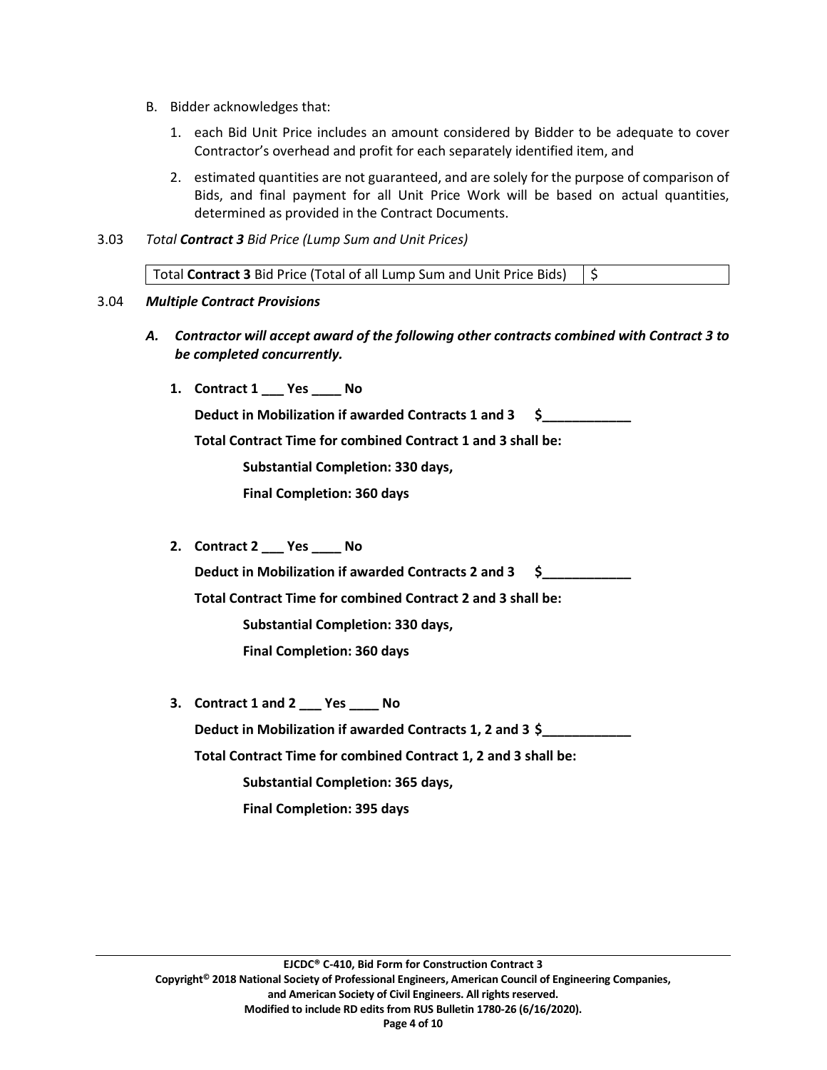B. Bidder acknowledges that:

1. each Bid Unit Price includes an amount considered by Bidder to be adequate to cover Contractor's overhead and profit for each separately identified item, and

2. estimated quantities are not guaranteed, and are solely for the purpose of comparison of Bids, and final payment for all Unit Price Work will be based on actual quantities, determined as provided in the Contract Documents.

3.03 *Total **Contract 3** Bid Price (Lump Sum and Unit Prices)*

| Total **Contract 3** Bid Price (Total of all Lump Sum and Unit Price Bids) | $ |
|---|---|

3.04 ***Multiple Contract Provisions***

***A. Contractor will accept award of the following other contracts combined with Contract 3 to be completed concurrently.***

**1. Contract 1 ___ Yes ____ No**

**Deduct in Mobilization if awarded Contracts 1 and 3 $____________**

**Total Contract Time for combined Contract 1 and 3 shall be:**

**Substantial Completion: 330 days,**

**Final Completion: 360 days**

**2. Contract 2 ___ Yes ____ No**

**Deduct in Mobilization if awarded Contracts 2 and 3 $____________**

**Total Contract Time for combined Contract 2 and 3 shall be:**

**Substantial Completion: 330 days,**

**Final Completion: 360 days**

**3. Contract 1 and 2 ___ Yes ____ No**

**Deduct in Mobilization if awarded Contracts 1, 2 and 3 $____________**

**Total Contract Time for combined Contract 1, 2 and 3 shall be:**

**Substantial Completion: 365 days,**

**Final Completion: 395 days**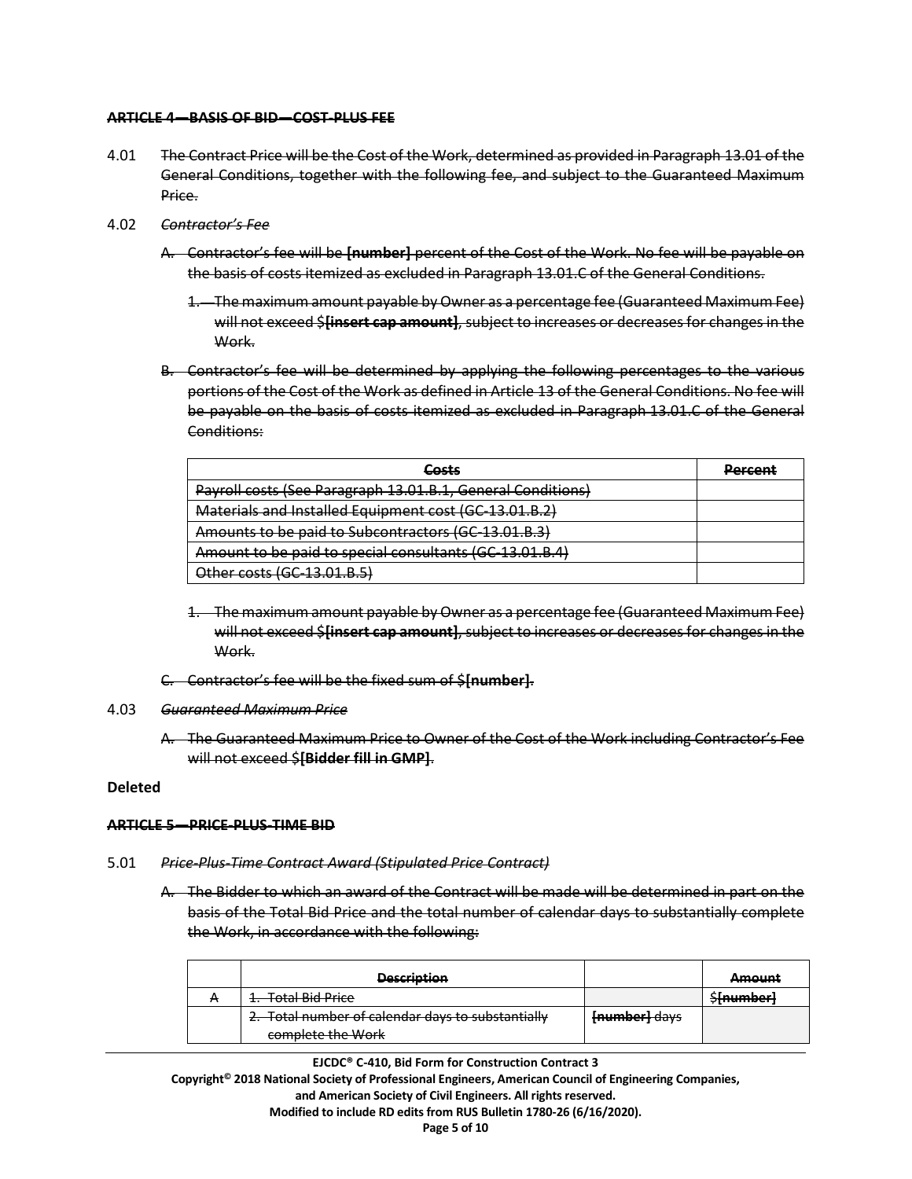~~**ARTICLE 4—BASIS OF BID—COST-PLUS FEE**~~

4.01 ~~The Contract Price will be the Cost of the Work, determined as provided in Paragraph 13.01 of the General Conditions, together with the following fee, and subject to the Guaranteed Maximum Price.~~

4.02 ~~*Contractor's Fee*~~

A. ~~Contractor's fee will be **[number]** percent of the Cost of the Work. No fee will be payable on the basis of costs itemized as excluded in Paragraph 13.01.C of the General Conditions.~~

1. ~~The maximum amount payable by Owner as a percentage fee (Guaranteed Maximum Fee) will not exceed $**[insert cap amount]**, subject to increases or decreases for changes in the Work.~~

B. ~~Contractor's fee will be determined by applying the following percentages to the various portions of the Cost of the Work as defined in Article 13 of the General Conditions. No fee will be payable on the basis of costs itemized as excluded in Paragraph 13.01.C of the General Conditions:~~

| ~~**Costs**~~ | ~~**Percent**~~ |
|---|---|
| ~~Payroll costs (See Paragraph 13.01.B.1, General Conditions)~~ | |
| ~~Materials and Installed Equipment cost (GC-13.01.B.2)~~ | |
| ~~Amounts to be paid to Subcontractors (GC-13.01.B.3)~~ | |
| ~~Amount to be paid to special consultants (GC-13.01.B.4)~~ | |
| ~~Other costs (GC-13.01.B.5)~~ | |

1. ~~The maximum amount payable by Owner as a percentage fee (Guaranteed Maximum Fee) will not exceed $**[insert cap amount]**, subject to increases or decreases for changes in the Work.~~

C. ~~Contractor's fee will be the fixed sum of $**[number]**.~~

4.03 ~~*Guaranteed Maximum Price*~~

A. ~~The Guaranteed Maximum Price to Owner of the Cost of the Work including Contractor's Fee will not exceed $**[Bidder fill in GMP]**.~~

**Deleted**

~~**ARTICLE 5—PRICE-PLUS-TIME BID**~~

5.01 ~~*Price-Plus-Time Contract Award (Stipulated Price Contract)*~~

A. ~~The Bidder to which an award of the Contract will be made will be determined in part on the basis of the Total Bid Price and the total number of calendar days to substantially complete the Work, in accordance with the following:~~

| | ~~**Description**~~ | | ~~**Amount**~~ |
|---|---|---|---|
| ~~A~~ | ~~1. Total Bid Price~~ | | ~~$**[number]**~~ |
| | ~~2. Total number of calendar days to substantially complete the Work~~ | ~~**[number]** days~~ | |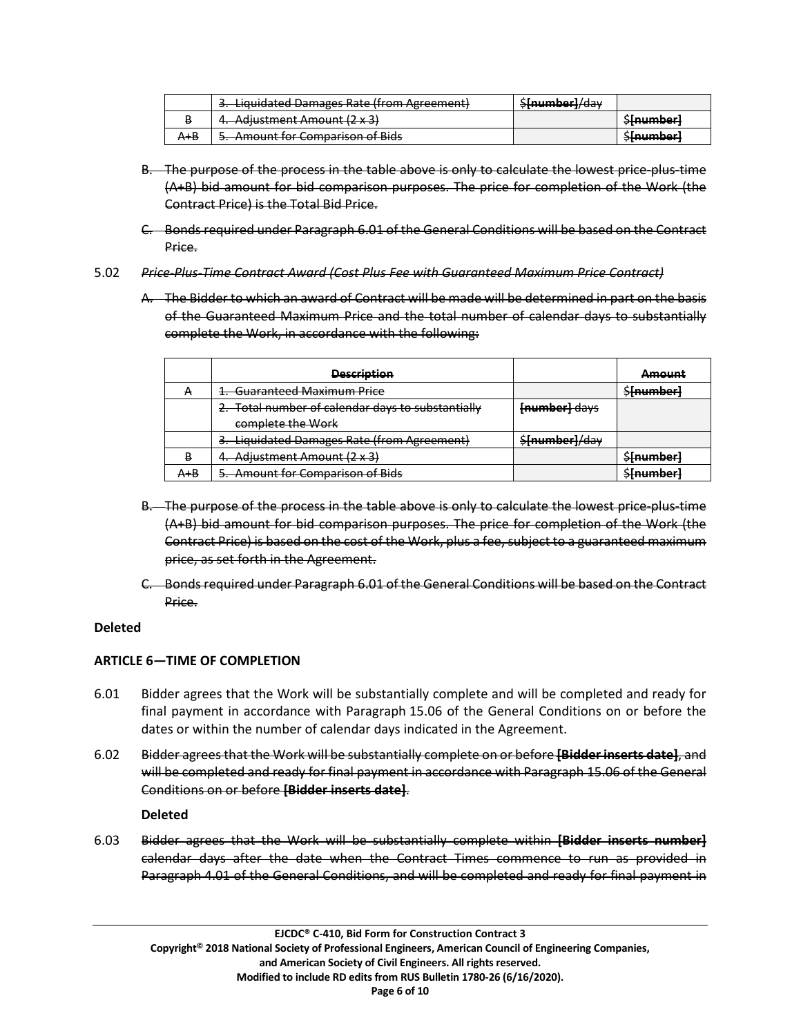|  | ~~3. Liquidated Damages Rate (from Agreement)~~ | ~~$**[number]**/day~~ |  |
| --- | --- | --- | --- |
| ~~B~~ | ~~4. Adjustment Amount (2 x 3)~~ |  | ~~$**[number]**~~ |
| ~~A+B~~ | ~~5. Amount for Comparison of Bids~~ |  | ~~$**[number]**~~ |

~~B. The purpose of the process in the table above is only to calculate the lowest price-plus-time (A+B) bid amount for bid comparison purposes. The price for completion of the Work (the Contract Price) is the Total Bid Price.~~

~~C. Bonds required under Paragraph 6.01 of the General Conditions will be based on the Contract Price.~~

5.02 ~~*Price-Plus-Time Contract Award (Cost Plus Fee with Guaranteed Maximum Price Contract)*~~

~~A. The Bidder to which an award of Contract will be made will be determined in part on the basis of the Guaranteed Maximum Price and the total number of calendar days to substantially complete the Work, in accordance with the following:~~

|  | ~~**Description**~~ |  | ~~**Amount**~~ |
| --- | --- | --- | --- |
| ~~A~~ | ~~1. Guaranteed Maximum Price~~ |  | ~~$**[number]**~~ |
|  | ~~2. Total number of calendar days to substantially complete the Work~~ | ~~**[number]** days~~ |  |
|  | ~~3. Liquidated Damages Rate (from Agreement)~~ | ~~$**[number]**/day~~ |  |
| ~~B~~ | ~~4. Adjustment Amount (2 x 3)~~ |  | ~~$**[number]**~~ |
| ~~A+B~~ | ~~5. Amount for Comparison of Bids~~ |  | ~~$**[number]**~~ |

~~B. The purpose of the process in the table above is only to calculate the lowest price-plus-time (A+B) bid amount for bid comparison purposes. The price for completion of the Work (the Contract Price) is based on the cost of the Work, plus a fee, subject to a guaranteed maximum price, as set forth in the Agreement.~~

~~C. Bonds required under Paragraph 6.01 of the General Conditions will be based on the Contract Price.~~

**Deleted**

**ARTICLE 6—TIME OF COMPLETION**

6.01 Bidder agrees that the Work will be substantially complete and will be completed and ready for final payment in accordance with Paragraph 15.06 of the General Conditions on or before the dates or within the number of calendar days indicated in the Agreement.

6.02 ~~Bidder agrees that the Work will be substantially complete on or before **[Bidder inserts date]**, and will be completed and ready for final payment in accordance with Paragraph 15.06 of the General Conditions on or before **[Bidder inserts date]**.~~

**Deleted**

6.03 ~~Bidder agrees that the Work will be substantially complete within **[Bidder inserts number]** calendar days after the date when the Contract Times commence to run as provided in Paragraph 4.01 of the General Conditions, and will be completed and ready for final payment in~~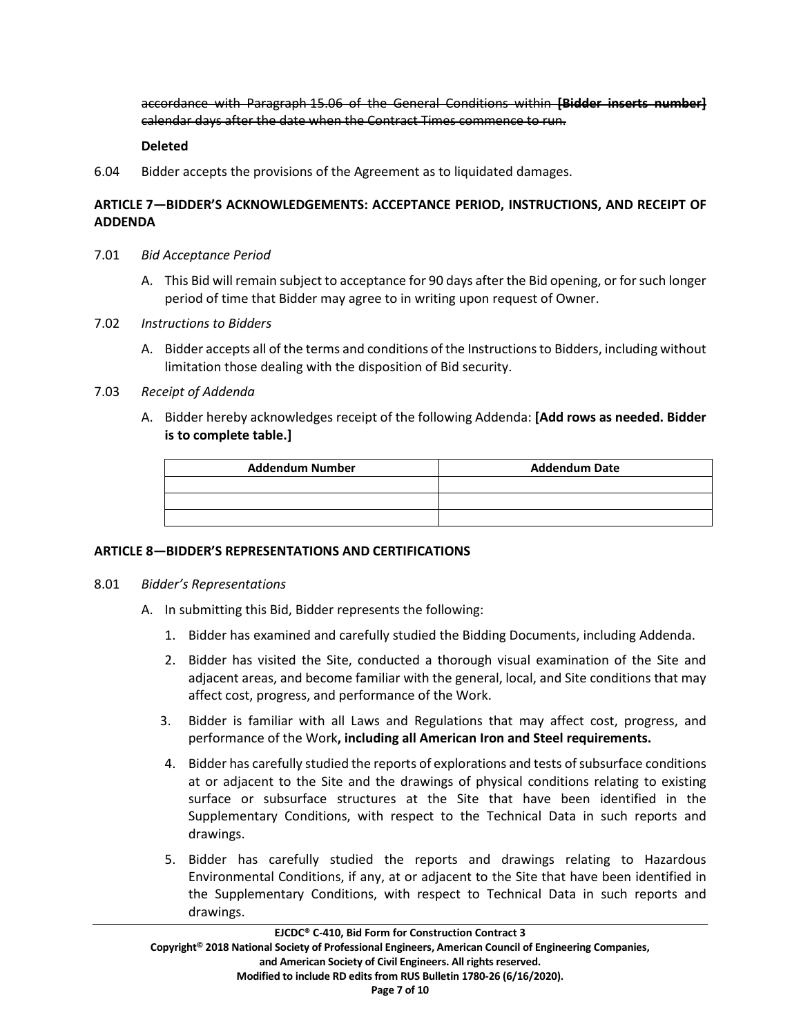~~accordance with Paragraph 15.06 of the General Conditions within **[Bidder inserts number]** calendar days after the date when the Contract Times commence to run.~~

**Deleted**

6.04 Bidder accepts the provisions of the Agreement as to liquidated damages.

## ARTICLE 7—BIDDER'S ACKNOWLEDGEMENTS: ACCEPTANCE PERIOD, INSTRUCTIONS, AND RECEIPT OF ADDENDA

7.01 *Bid Acceptance Period*

A. This Bid will remain subject to acceptance for 90 days after the Bid opening, or for such longer period of time that Bidder may agree to in writing upon request of Owner.

7.02 *Instructions to Bidders*

A. Bidder accepts all of the terms and conditions of the Instructions to Bidders, including without limitation those dealing with the disposition of Bid security.

7.03 *Receipt of Addenda*

A. Bidder hereby acknowledges receipt of the following Addenda: **[Add rows as needed. Bidder is to complete table.]**

| Addendum Number | Addendum Date |
|---|---|
| | |
| | |
| | |

## ARTICLE 8—BIDDER'S REPRESENTATIONS AND CERTIFICATIONS

8.01 *Bidder's Representations*

A. In submitting this Bid, Bidder represents the following:

1. Bidder has examined and carefully studied the Bidding Documents, including Addenda.
2. Bidder has visited the Site, conducted a thorough visual examination of the Site and adjacent areas, and become familiar with the general, local, and Site conditions that may affect cost, progress, and performance of the Work.
3. Bidder is familiar with all Laws and Regulations that may affect cost, progress, and performance of the Work**, including all American Iron and Steel requirements.**
4. Bidder has carefully studied the reports of explorations and tests of subsurface conditions at or adjacent to the Site and the drawings of physical conditions relating to existing surface or subsurface structures at the Site that have been identified in the Supplementary Conditions, with respect to the Technical Data in such reports and drawings.
5. Bidder has carefully studied the reports and drawings relating to Hazardous Environmental Conditions, if any, at or adjacent to the Site that have been identified in the Supplementary Conditions, with respect to Technical Data in such reports and drawings.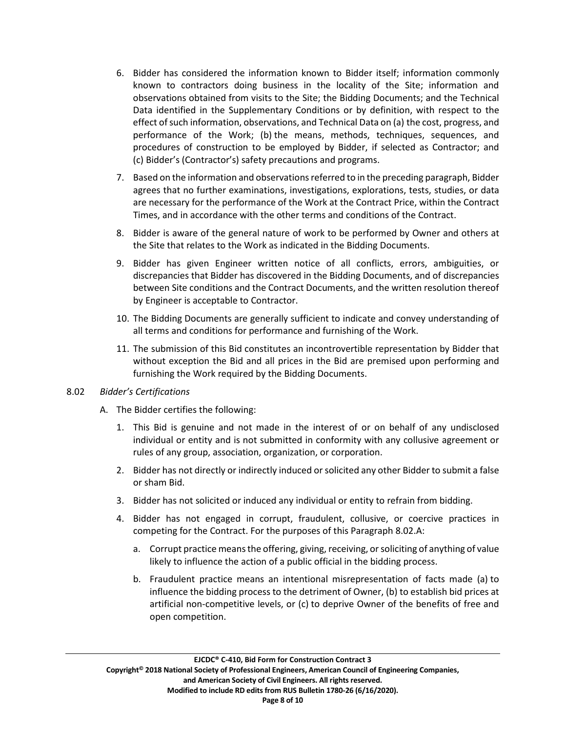6. Bidder has considered the information known to Bidder itself; information commonly known to contractors doing business in the locality of the Site; information and observations obtained from visits to the Site; the Bidding Documents; and the Technical Data identified in the Supplementary Conditions or by definition, with respect to the effect of such information, observations, and Technical Data on (a) the cost, progress, and performance of the Work; (b) the means, methods, techniques, sequences, and procedures of construction to be employed by Bidder, if selected as Contractor; and (c) Bidder's (Contractor's) safety precautions and programs.

7. Based on the information and observations referred to in the preceding paragraph, Bidder agrees that no further examinations, investigations, explorations, tests, studies, or data are necessary for the performance of the Work at the Contract Price, within the Contract Times, and in accordance with the other terms and conditions of the Contract.

8. Bidder is aware of the general nature of work to be performed by Owner and others at the Site that relates to the Work as indicated in the Bidding Documents.

9. Bidder has given Engineer written notice of all conflicts, errors, ambiguities, or discrepancies that Bidder has discovered in the Bidding Documents, and of discrepancies between Site conditions and the Contract Documents, and the written resolution thereof by Engineer is acceptable to Contractor.

10. The Bidding Documents are generally sufficient to indicate and convey understanding of all terms and conditions for performance and furnishing of the Work.

11. The submission of this Bid constitutes an incontrovertible representation by Bidder that without exception the Bid and all prices in the Bid are premised upon performing and furnishing the Work required by the Bidding Documents.

8.02 *Bidder's Certifications*

A. The Bidder certifies the following:

1. This Bid is genuine and not made in the interest of or on behalf of any undisclosed individual or entity and is not submitted in conformity with any collusive agreement or rules of any group, association, organization, or corporation.

2. Bidder has not directly or indirectly induced or solicited any other Bidder to submit a false or sham Bid.

3. Bidder has not solicited or induced any individual or entity to refrain from bidding.

4. Bidder has not engaged in corrupt, fraudulent, collusive, or coercive practices in competing for the Contract. For the purposes of this Paragraph 8.02.A:

   a. Corrupt practice means the offering, giving, receiving, or soliciting of anything of value likely to influence the action of a public official in the bidding process.

   b. Fraudulent practice means an intentional misrepresentation of facts made (a) to influence the bidding process to the detriment of Owner, (b) to establish bid prices at artificial non-competitive levels, or (c) to deprive Owner of the benefits of free and open competition.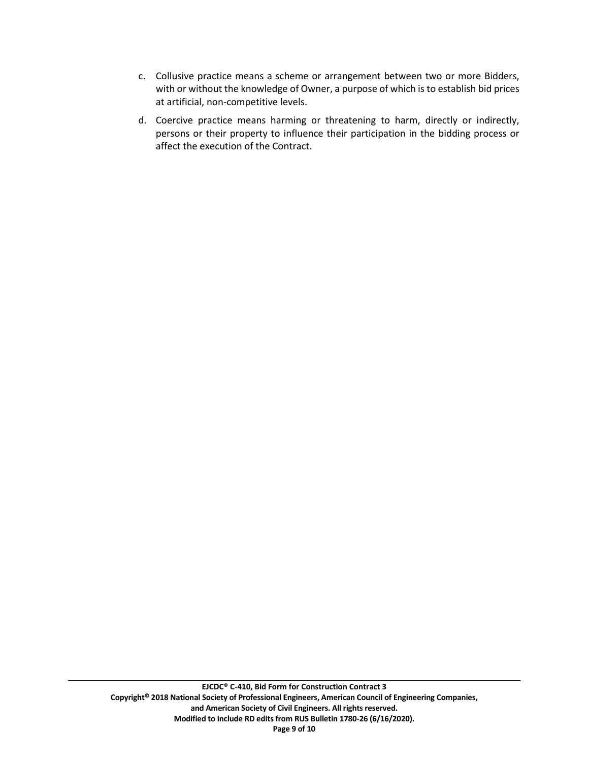c. Collusive practice means a scheme or arrangement between two or more Bidders, with or without the knowledge of Owner, a purpose of which is to establish bid prices at artificial, non-competitive levels.

d. Coercive practice means harming or threatening to harm, directly or indirectly, persons or their property to influence their participation in the bidding process or affect the execution of the Contract.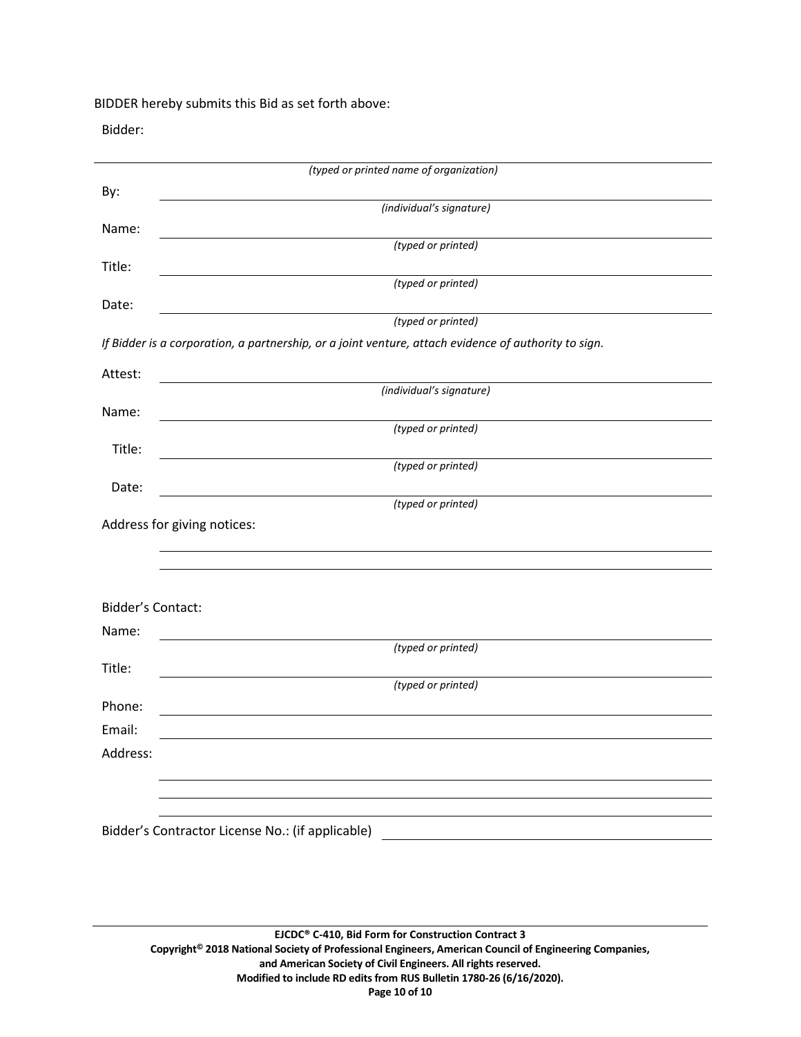BIDDER hereby submits this Bid as set forth above:

Bidder:

_______________________________________________
*(typed or printed name of organization)*

By: _______________________________________________
*(individual's signature)*

Name: _______________________________________________
*(typed or printed)*

Title: _______________________________________________
*(typed or printed)*

Date: _______________________________________________
*(typed or printed)*

*If Bidder is a corporation, a partnership, or a joint venture, attach evidence of authority to sign.*

Attest: _______________________________________________
*(individual's signature)*

Name: _______________________________________________
*(typed or printed)*

Title: _______________________________________________
*(typed or printed)*

Date: _______________________________________________
*(typed or printed)*

Address for giving notices:

_______________________________________________

_______________________________________________

Bidder's Contact:

Name: _______________________________________________
*(typed or printed)*

Title: _______________________________________________
*(typed or printed)*

Phone: _______________________________________________

Email: _______________________________________________

Address:

_______________________________________________

_______________________________________________

_______________________________________________

Bidder's Contractor License No.: (if applicable) _______________________

**EJCDC® C-410, Bid Form for Construction Contract 3**
**Copyright© 2018 National Society of Professional Engineers, American Council of Engineering Companies, and American Society of Civil Engineers. All rights reserved.**
**Modified to include RD edits from RUS Bulletin 1780-26 (6/16/2020).**